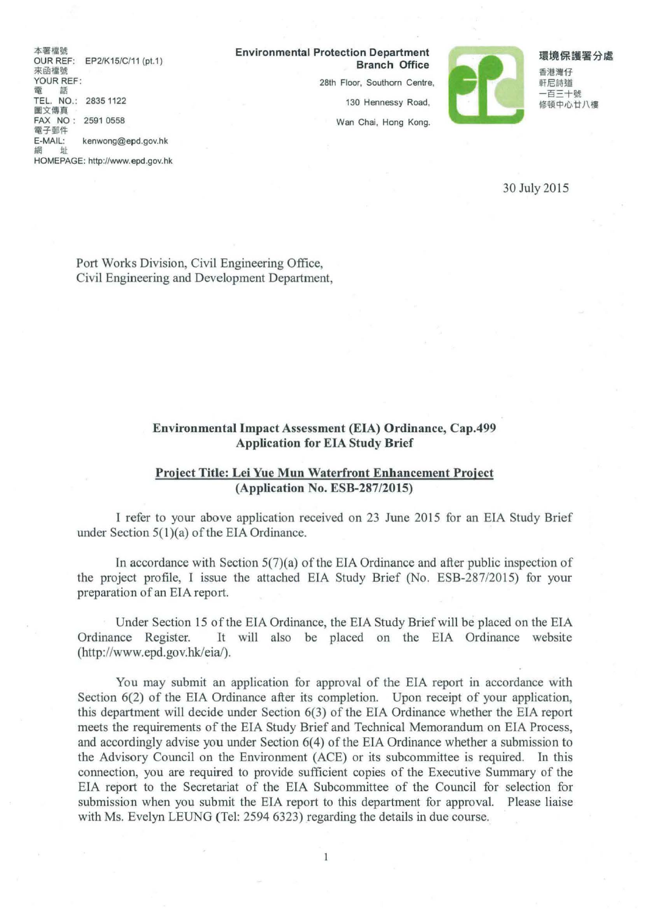本署檔號
OUR REF: EP2/K15/C/11 (pt.1)
來函檔號
YOUR REF:
電話
TEL. NO.: 2835 1122
圖文傳真
FAX NO: 2591 0558
電子郵件
E-MAIL: kenwong@epd.gov.hk
網址
HOMEPAGE: http://www.epd.gov.hk

**Environmental Protection Department**
**Branch Office**
28th Floor, Southorn Centre,
130 Hennessy Road,
Wan Chai, Hong Kong.

**環境保護署分處**
香港灣仔
軒尼詩道
一百三十號
修頓中心廿八樓

30 July 2015

Port Works Division, Civil Engineering Office,
Civil Engineering and Development Department,

**Environmental Impact Assessment (EIA) Ordinance, Cap.499**
**Application for EIA Study Brief**

**Project Title: Lei Yue Mun Waterfront Enhancement Project**
**(Application No. ESB-287/2015)**

I refer to your above application received on 23 June 2015 for an EIA Study Brief under Section 5(1)(a) of the EIA Ordinance.

In accordance with Section 5(7)(a) of the EIA Ordinance and after public inspection of the project profile, I issue the attached EIA Study Brief (No. ESB-287/2015) for your preparation of an EIA report.

Under Section 15 of the EIA Ordinance, the EIA Study Brief will be placed on the EIA Ordinance Register. It will also be placed on the EIA Ordinance website (http://www.epd.gov.hk/eia/).

You may submit an application for approval of the EIA report in accordance with Section 6(2) of the EIA Ordinance after its completion. Upon receipt of your application, this department will decide under Section 6(3) of the EIA Ordinance whether the EIA report meets the requirements of the EIA Study Brief and Technical Memorandum on EIA Process, and accordingly advise you under Section 6(4) of the EIA Ordinance whether a submission to the Advisory Council on the Environment (ACE) or its subcommittee is required. In this connection, you are required to provide sufficient copies of the Executive Summary of the EIA report to the Secretariat of the EIA Subcommittee of the Council for selection for submission when you submit the EIA report to this department for approval. Please liaise with Ms. Evelyn LEUNG (Tel: 2594 6323) regarding the details in due course.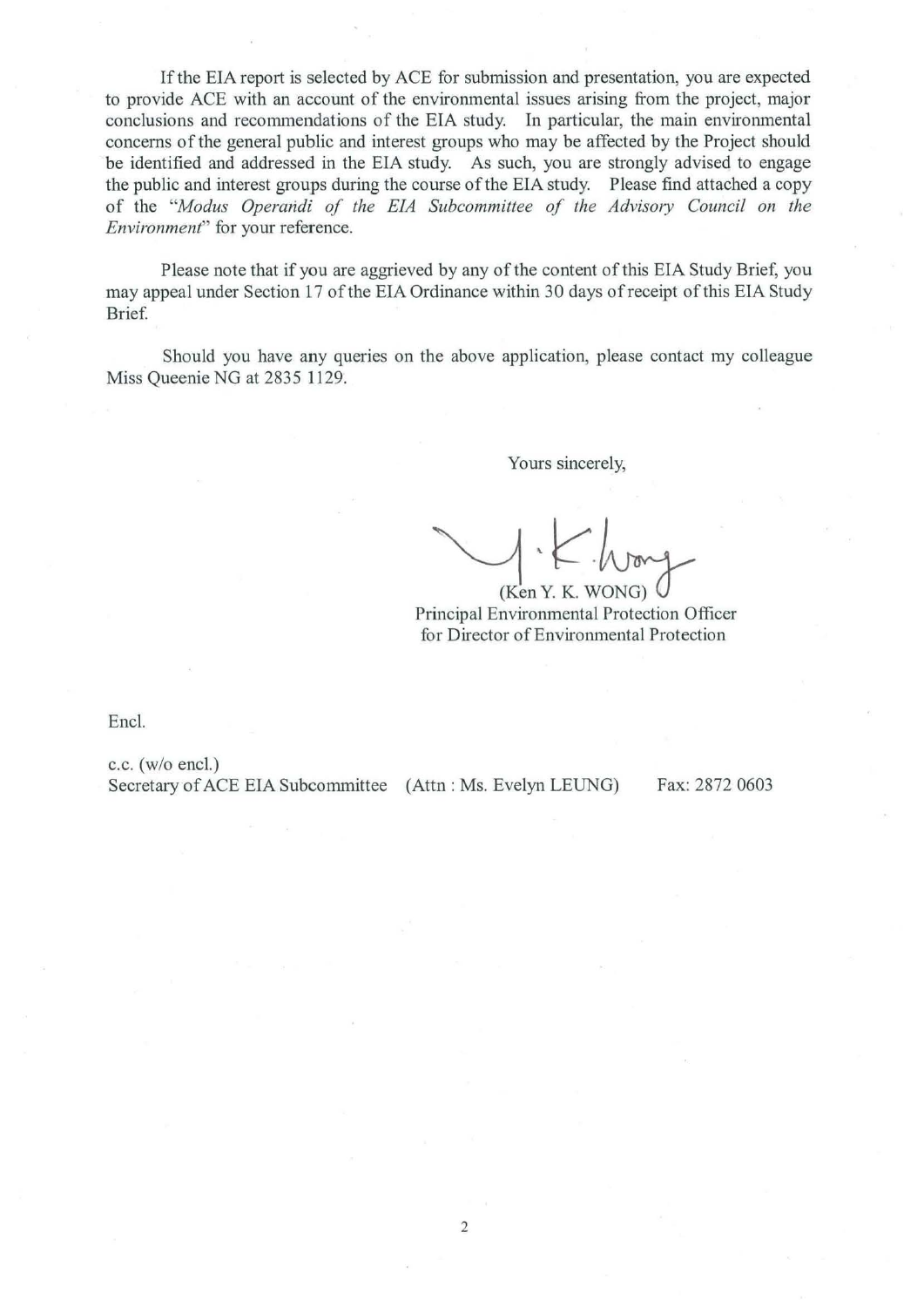If the EIA report is selected by ACE for submission and presentation, you are expected to provide ACE with an account of the environmental issues arising from the project, major conclusions and recommendations of the EIA study. In particular, the main environmental concerns of the general public and interest groups who may be affected by the Project should be identified and addressed in the EIA study. As such, you are strongly advised to engage the public and interest groups during the course of the EIA study. Please find attached a copy of the "*Modus Operandi of the EIA Subcommittee of the Advisory Council on the Environment*" for your reference.

Please note that if you are aggrieved by any of the content of this EIA Study Brief, you may appeal under Section 17 of the EIA Ordinance within 30 days of receipt of this EIA Study Brief.

Should you have any queries on the above application, please contact my colleague Miss Queenie NG at 2835 1129.

Yours sincerely,

(Ken Y. K. WONG)
Principal Environmental Protection Officer
for Director of Environmental Protection

Encl.

c.c. (w/o encl.)
Secretary of ACE EIA Subcommittee (Attn : Ms. Evelyn LEUNG) Fax: 2872 0603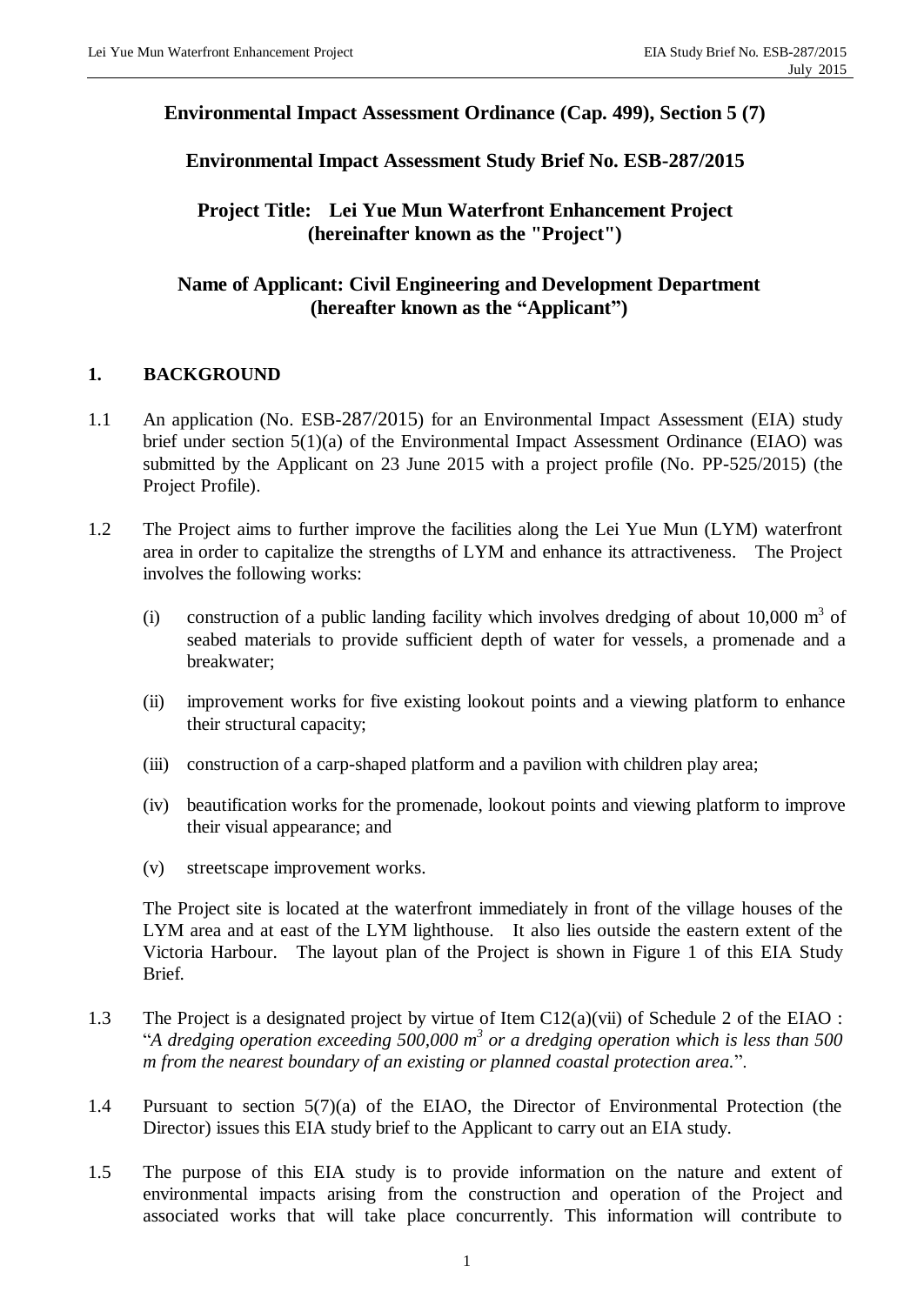**Environmental Impact Assessment Ordinance (Cap. 499), Section 5 (7)**

**Environmental Impact Assessment Study Brief No. ESB-287/2015**

**Project Title: Lei Yue Mun Waterfront Enhancement Project (hereinafter known as the "Project")**

**Name of Applicant: Civil Engineering and Development Department (hereafter known as the "Applicant")**

## 1. BACKGROUND

1.1 An application (No. ESB-287/2015) for an Environmental Impact Assessment (EIA) study brief under section 5(1)(a) of the Environmental Impact Assessment Ordinance (EIAO) was submitted by the Applicant on 23 June 2015 with a project profile (No. PP-525/2015) (the Project Profile).

1.2 The Project aims to further improve the facilities along the Lei Yue Mun (LYM) waterfront area in order to capitalize the strengths of LYM and enhance its attractiveness. The Project involves the following works:

(i) construction of a public landing facility which involves dredging of about 10,000 $m^3$ of seabed materials to provide sufficient depth of water for vessels, a promenade and a breakwater;

(ii) improvement works for five existing lookout points and a viewing platform to enhance their structural capacity;

(iii) construction of a carp-shaped platform and a pavilion with children play area;

(iv) beautification works for the promenade, lookout points and viewing platform to improve their visual appearance; and

(v) streetscape improvement works.

The Project site is located at the waterfront immediately in front of the village houses of the LYM area and at east of the LYM lighthouse. It also lies outside the eastern extent of the Victoria Harbour. The layout plan of the Project is shown in Figure 1 of this EIA Study Brief.

1.3 The Project is a designated project by virtue of Item C12(a)(vii) of Schedule 2 of the EIAO : "*A dredging operation exceeding 500,000 $m^3$ or a dredging operation which is less than 500 m from the nearest boundary of an existing or planned coastal protection area.*".

1.4 Pursuant to section 5(7)(a) of the EIAO, the Director of Environmental Protection (the Director) issues this EIA study brief to the Applicant to carry out an EIA study.

1.5 The purpose of this EIA study is to provide information on the nature and extent of environmental impacts arising from the construction and operation of the Project and associated works that will take place concurrently. This information will contribute to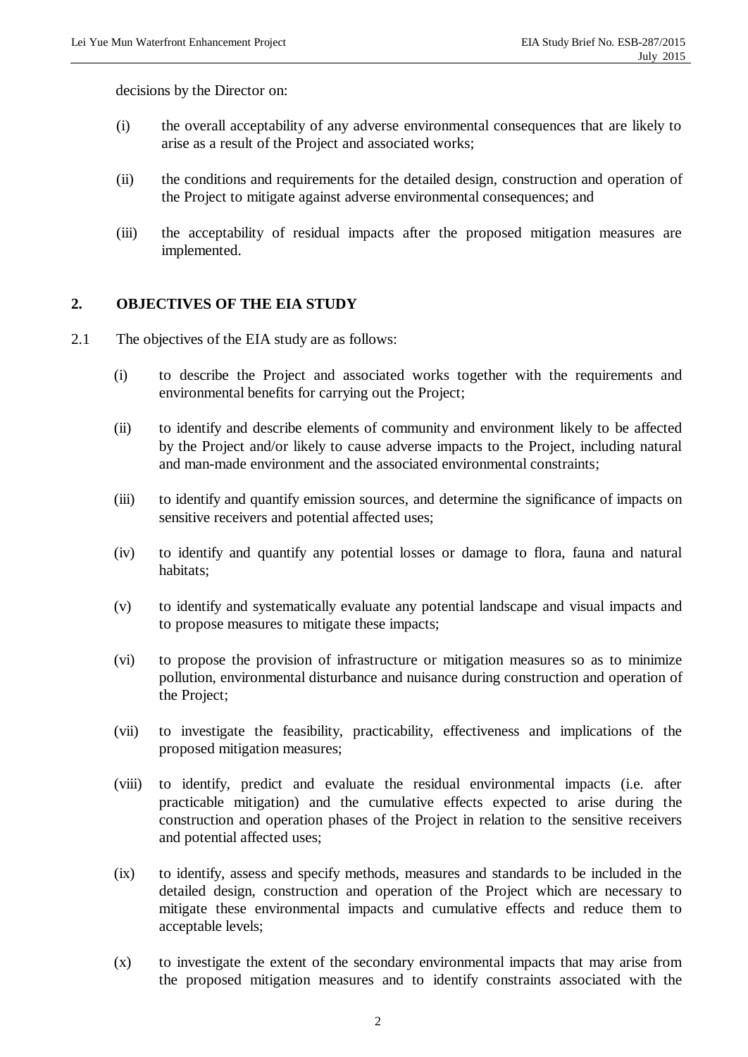decisions by the Director on:

(i) the overall acceptability of any adverse environmental consequences that are likely to arise as a result of the Project and associated works;

(ii) the conditions and requirements for the detailed design, construction and operation of the Project to mitigate against adverse environmental consequences; and

(iii) the acceptability of residual impacts after the proposed mitigation measures are implemented.

## 2. OBJECTIVES OF THE EIA STUDY

2.1 The objectives of the EIA study are as follows:

(i) to describe the Project and associated works together with the requirements and environmental benefits for carrying out the Project;

(ii) to identify and describe elements of community and environment likely to be affected by the Project and/or likely to cause adverse impacts to the Project, including natural and man-made environment and the associated environmental constraints;

(iii) to identify and quantify emission sources, and determine the significance of impacts on sensitive receivers and potential affected uses;

(iv) to identify and quantify any potential losses or damage to flora, fauna and natural habitats;

(v) to identify and systematically evaluate any potential landscape and visual impacts and to propose measures to mitigate these impacts;

(vi) to propose the provision of infrastructure or mitigation measures so as to minimize pollution, environmental disturbance and nuisance during construction and operation of the Project;

(vii) to investigate the feasibility, practicability, effectiveness and implications of the proposed mitigation measures;

(viii) to identify, predict and evaluate the residual environmental impacts (i.e. after practicable mitigation) and the cumulative effects expected to arise during the construction and operation phases of the Project in relation to the sensitive receivers and potential affected uses;

(ix) to identify, assess and specify methods, measures and standards to be included in the detailed design, construction and operation of the Project which are necessary to mitigate these environmental impacts and cumulative effects and reduce them to acceptable levels;

(x) to investigate the extent of the secondary environmental impacts that may arise from the proposed mitigation measures and to identify constraints associated with the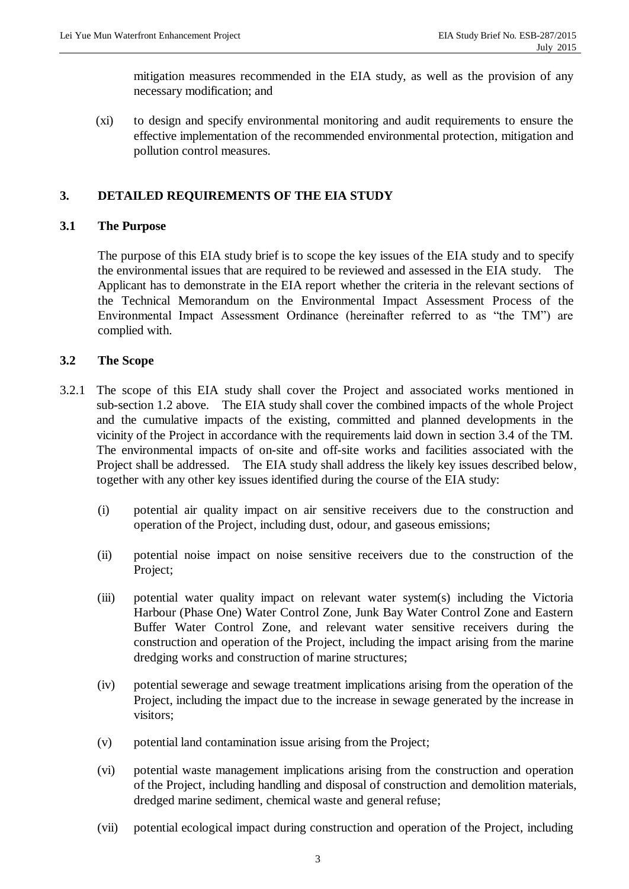mitigation measures recommended in the EIA study, as well as the provision of any necessary modification; and

(xi) to design and specify environmental monitoring and audit requirements to ensure the effective implementation of the recommended environmental protection, mitigation and pollution control measures.

## 3. DETAILED REQUIREMENTS OF THE EIA STUDY

### 3.1 The Purpose

The purpose of this EIA study brief is to scope the key issues of the EIA study and to specify the environmental issues that are required to be reviewed and assessed in the EIA study. The Applicant has to demonstrate in the EIA report whether the criteria in the relevant sections of the Technical Memorandum on the Environmental Impact Assessment Process of the Environmental Impact Assessment Ordinance (hereinafter referred to as "the TM") are complied with.

### 3.2 The Scope

3.2.1 The scope of this EIA study shall cover the Project and associated works mentioned in sub-section 1.2 above. The EIA study shall cover the combined impacts of the whole Project and the cumulative impacts of the existing, committed and planned developments in the vicinity of the Project in accordance with the requirements laid down in section 3.4 of the TM. The environmental impacts of on-site and off-site works and facilities associated with the Project shall be addressed. The EIA study shall address the likely key issues described below, together with any other key issues identified during the course of the EIA study:

(i) potential air quality impact on air sensitive receivers due to the construction and operation of the Project, including dust, odour, and gaseous emissions;

(ii) potential noise impact on noise sensitive receivers due to the construction of the Project;

(iii) potential water quality impact on relevant water system(s) including the Victoria Harbour (Phase One) Water Control Zone, Junk Bay Water Control Zone and Eastern Buffer Water Control Zone, and relevant water sensitive receivers during the construction and operation of the Project, including the impact arising from the marine dredging works and construction of marine structures;

(iv) potential sewerage and sewage treatment implications arising from the operation of the Project, including the impact due to the increase in sewage generated by the increase in visitors;

(v) potential land contamination issue arising from the Project;

(vi) potential waste management implications arising from the construction and operation of the Project, including handling and disposal of construction and demolition materials, dredged marine sediment, chemical waste and general refuse;

(vii) potential ecological impact during construction and operation of the Project, including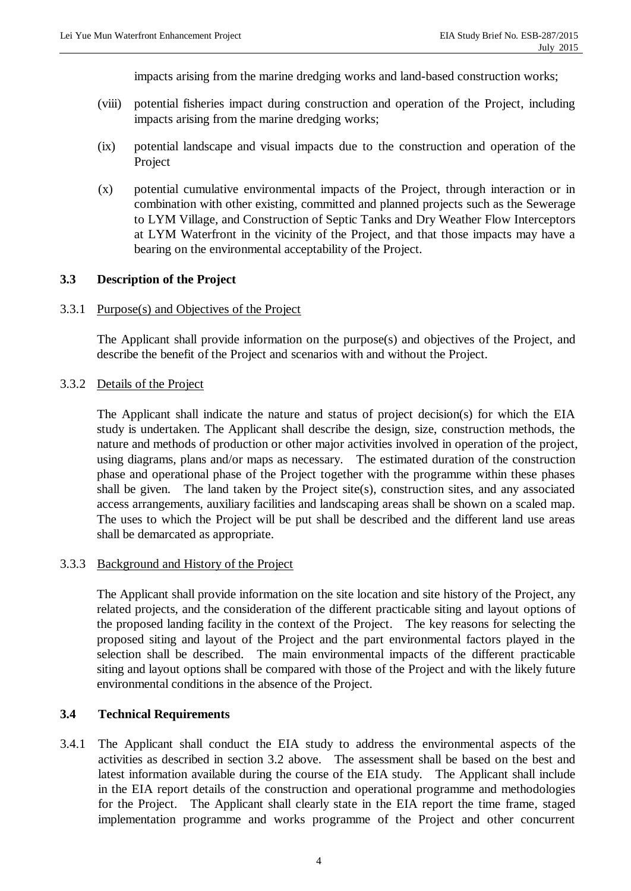impacts arising from the marine dredging works and land-based construction works;

(viii) potential fisheries impact during construction and operation of the Project, including impacts arising from the marine dredging works;

(ix) potential landscape and visual impacts due to the construction and operation of the Project

(x) potential cumulative environmental impacts of the Project, through interaction or in combination with other existing, committed and planned projects such as the Sewerage to LYM Village, and Construction of Septic Tanks and Dry Weather Flow Interceptors at LYM Waterfront in the vicinity of the Project, and that those impacts may have a bearing on the environmental acceptability of the Project.

## 3.3 Description of the Project

### 3.3.1 Purpose(s) and Objectives of the Project

The Applicant shall provide information on the purpose(s) and objectives of the Project, and describe the benefit of the Project and scenarios with and without the Project.

### 3.3.2 Details of the Project

The Applicant shall indicate the nature and status of project decision(s) for which the EIA study is undertaken. The Applicant shall describe the design, size, construction methods, the nature and methods of production or other major activities involved in operation of the project, using diagrams, plans and/or maps as necessary. The estimated duration of the construction phase and operational phase of the Project together with the programme within these phases shall be given. The land taken by the Project site(s), construction sites, and any associated access arrangements, auxiliary facilities and landscaping areas shall be shown on a scaled map. The uses to which the Project will be put shall be described and the different land use areas shall be demarcated as appropriate.

### 3.3.3 Background and History of the Project

The Applicant shall provide information on the site location and site history of the Project, any related projects, and the consideration of the different practicable siting and layout options of the proposed landing facility in the context of the Project. The key reasons for selecting the proposed siting and layout of the Project and the part environmental factors played in the selection shall be described. The main environmental impacts of the different practicable siting and layout options shall be compared with those of the Project and with the likely future environmental conditions in the absence of the Project.

## 3.4 Technical Requirements

3.4.1 The Applicant shall conduct the EIA study to address the environmental aspects of the activities as described in section 3.2 above. The assessment shall be based on the best and latest information available during the course of the EIA study. The Applicant shall include in the EIA report details of the construction and operational programme and methodologies for the Project. The Applicant shall clearly state in the EIA report the time frame, staged implementation programme and works programme of the Project and other concurrent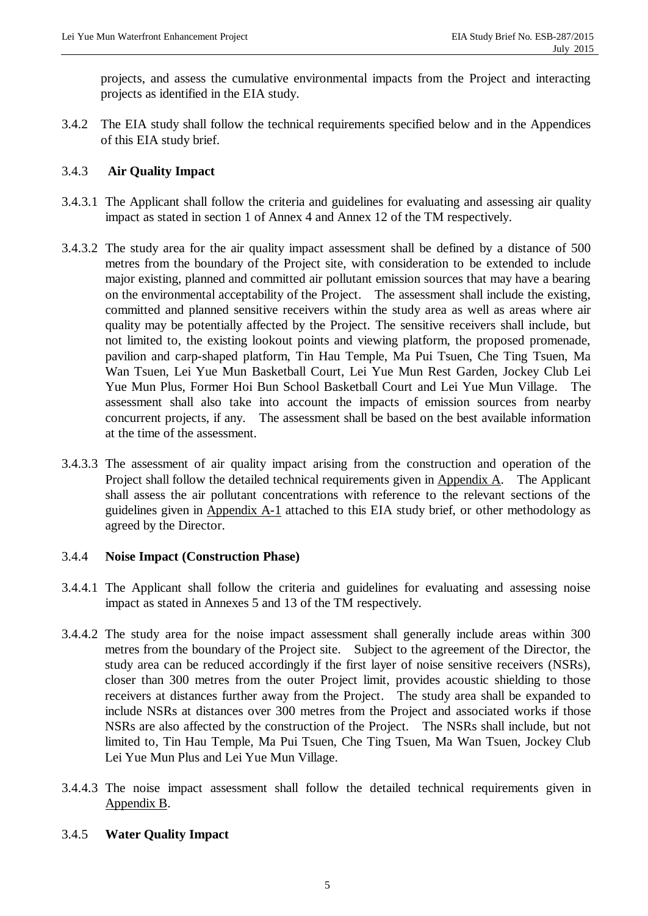projects, and assess the cumulative environmental impacts from the Project and interacting projects as identified in the EIA study.

3.4.2 The EIA study shall follow the technical requirements specified below and in the Appendices of this EIA study brief.

### 3.4.3 Air Quality Impact

3.4.3.1 The Applicant shall follow the criteria and guidelines for evaluating and assessing air quality impact as stated in section 1 of Annex 4 and Annex 12 of the TM respectively.

3.4.3.2 The study area for the air quality impact assessment shall be defined by a distance of 500 metres from the boundary of the Project site, with consideration to be extended to include major existing, planned and committed air pollutant emission sources that may have a bearing on the environmental acceptability of the Project. The assessment shall include the existing, committed and planned sensitive receivers within the study area as well as areas where air quality may be potentially affected by the Project. The sensitive receivers shall include, but not limited to, the existing lookout points and viewing platform, the proposed promenade, pavilion and carp-shaped platform, Tin Hau Temple, Ma Pui Tsuen, Che Ting Tsuen, Ma Wan Tsuen, Lei Yue Mun Basketball Court, Lei Yue Mun Rest Garden, Jockey Club Lei Yue Mun Plus, Former Hoi Bun School Basketball Court and Lei Yue Mun Village. The assessment shall also take into account the impacts of emission sources from nearby concurrent projects, if any. The assessment shall be based on the best available information at the time of the assessment.

3.4.3.3 The assessment of air quality impact arising from the construction and operation of the Project shall follow the detailed technical requirements given in Appendix A. The Applicant shall assess the air pollutant concentrations with reference to the relevant sections of the guidelines given in Appendix A-1 attached to this EIA study brief, or other methodology as agreed by the Director.

### 3.4.4 Noise Impact (Construction Phase)

3.4.4.1 The Applicant shall follow the criteria and guidelines for evaluating and assessing noise impact as stated in Annexes 5 and 13 of the TM respectively.

3.4.4.2 The study area for the noise impact assessment shall generally include areas within 300 metres from the boundary of the Project site. Subject to the agreement of the Director, the study area can be reduced accordingly if the first layer of noise sensitive receivers (NSRs), closer than 300 metres from the outer Project limit, provides acoustic shielding to those receivers at distances further away from the Project. The study area shall be expanded to include NSRs at distances over 300 metres from the Project and associated works if those NSRs are also affected by the construction of the Project. The NSRs shall include, but not limited to, Tin Hau Temple, Ma Pui Tsuen, Che Ting Tsuen, Ma Wan Tsuen, Jockey Club Lei Yue Mun Plus and Lei Yue Mun Village.

3.4.4.3 The noise impact assessment shall follow the detailed technical requirements given in Appendix B.

### 3.4.5 Water Quality Impact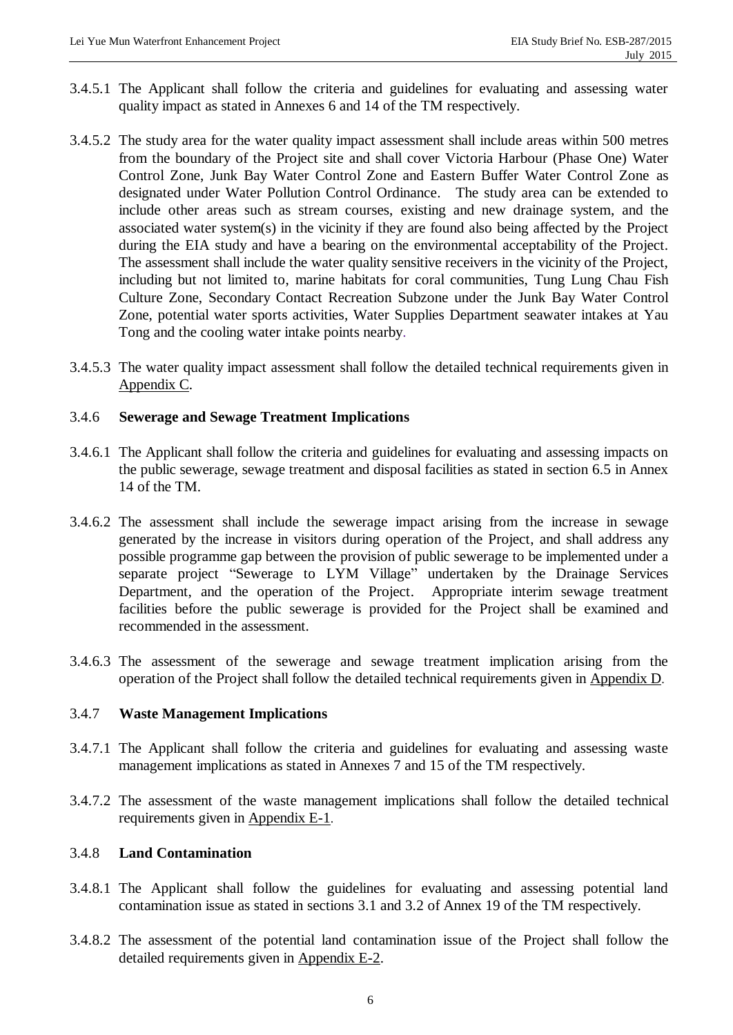3.4.5.1 The Applicant shall follow the criteria and guidelines for evaluating and assessing water quality impact as stated in Annexes 6 and 14 of the TM respectively.

3.4.5.2 The study area for the water quality impact assessment shall include areas within 500 metres from the boundary of the Project site and shall cover Victoria Harbour (Phase One) Water Control Zone, Junk Bay Water Control Zone and Eastern Buffer Water Control Zone as designated under Water Pollution Control Ordinance. The study area can be extended to include other areas such as stream courses, existing and new drainage system, and the associated water system(s) in the vicinity if they are found also being affected by the Project during the EIA study and have a bearing on the environmental acceptability of the Project. The assessment shall include the water quality sensitive receivers in the vicinity of the Project, including but not limited to, marine habitats for coral communities, Tung Lung Chau Fish Culture Zone, Secondary Contact Recreation Subzone under the Junk Bay Water Control Zone, potential water sports activities, Water Supplies Department seawater intakes at Yau Tong and the cooling water intake points nearby.

3.4.5.3 The water quality impact assessment shall follow the detailed technical requirements given in Appendix C.

### 3.4.6 Sewerage and Sewage Treatment Implications

3.4.6.1 The Applicant shall follow the criteria and guidelines for evaluating and assessing impacts on the public sewerage, sewage treatment and disposal facilities as stated in section 6.5 in Annex 14 of the TM.

3.4.6.2 The assessment shall include the sewerage impact arising from the increase in sewage generated by the increase in visitors during operation of the Project, and shall address any possible programme gap between the provision of public sewerage to be implemented under a separate project "Sewerage to LYM Village" undertaken by the Drainage Services Department, and the operation of the Project. Appropriate interim sewage treatment facilities before the public sewerage is provided for the Project shall be examined and recommended in the assessment.

3.4.6.3 The assessment of the sewerage and sewage treatment implication arising from the operation of the Project shall follow the detailed technical requirements given in Appendix D.

### 3.4.7 Waste Management Implications

3.4.7.1 The Applicant shall follow the criteria and guidelines for evaluating and assessing waste management implications as stated in Annexes 7 and 15 of the TM respectively.

3.4.7.2 The assessment of the waste management implications shall follow the detailed technical requirements given in Appendix E-1.

### 3.4.8 Land Contamination

3.4.8.1 The Applicant shall follow the guidelines for evaluating and assessing potential land contamination issue as stated in sections 3.1 and 3.2 of Annex 19 of the TM respectively.

3.4.8.2 The assessment of the potential land contamination issue of the Project shall follow the detailed requirements given in Appendix E-2.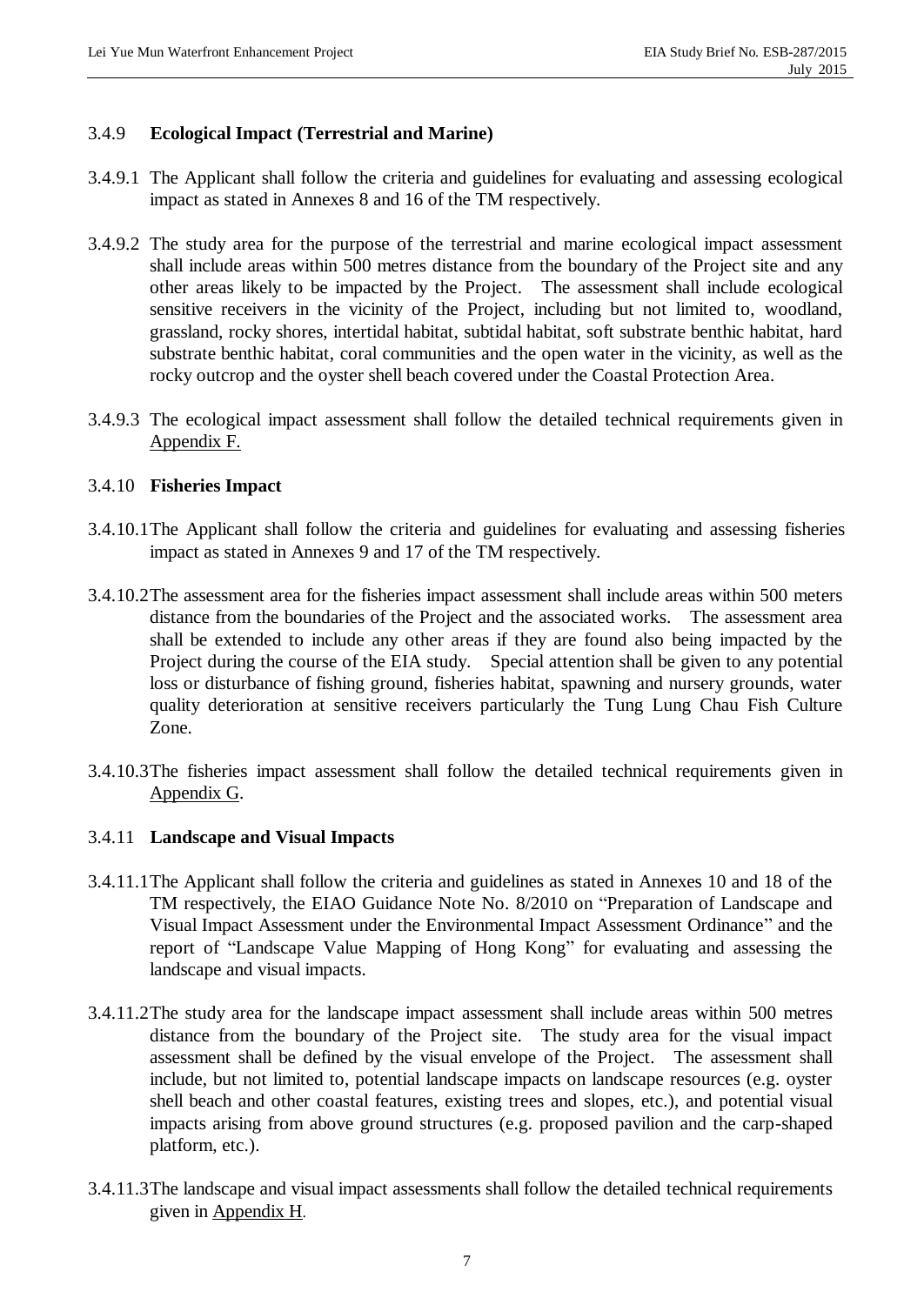### 3.4.9 **Ecological Impact (Terrestrial and Marine)**

3.4.9.1 The Applicant shall follow the criteria and guidelines for evaluating and assessing ecological impact as stated in Annexes 8 and 16 of the TM respectively.

3.4.9.2 The study area for the purpose of the terrestrial and marine ecological impact assessment shall include areas within 500 metres distance from the boundary of the Project site and any other areas likely to be impacted by the Project. The assessment shall include ecological sensitive receivers in the vicinity of the Project, including but not limited to, woodland, grassland, rocky shores, intertidal habitat, subtidal habitat, soft substrate benthic habitat, hard substrate benthic habitat, coral communities and the open water in the vicinity, as well as the rocky outcrop and the oyster shell beach covered under the Coastal Protection Area.

3.4.9.3 The ecological impact assessment shall follow the detailed technical requirements given in Appendix F.

### 3.4.10 **Fisheries Impact**

3.4.10.1 The Applicant shall follow the criteria and guidelines for evaluating and assessing fisheries impact as stated in Annexes 9 and 17 of the TM respectively.

3.4.10.2 The assessment area for the fisheries impact assessment shall include areas within 500 meters distance from the boundaries of the Project and the associated works. The assessment area shall be extended to include any other areas if they are found also being impacted by the Project during the course of the EIA study. Special attention shall be given to any potential loss or disturbance of fishing ground, fisheries habitat, spawning and nursery grounds, water quality deterioration at sensitive receivers particularly the Tung Lung Chau Fish Culture Zone.

3.4.10.3 The fisheries impact assessment shall follow the detailed technical requirements given in Appendix G.

### 3.4.11 **Landscape and Visual Impacts**

3.4.11.1 The Applicant shall follow the criteria and guidelines as stated in Annexes 10 and 18 of the TM respectively, the EIAO Guidance Note No. 8/2010 on "Preparation of Landscape and Visual Impact Assessment under the Environmental Impact Assessment Ordinance" and the report of "Landscape Value Mapping of Hong Kong" for evaluating and assessing the landscape and visual impacts.

3.4.11.2 The study area for the landscape impact assessment shall include areas within 500 metres distance from the boundary of the Project site. The study area for the visual impact assessment shall be defined by the visual envelope of the Project. The assessment shall include, but not limited to, potential landscape impacts on landscape resources (e.g. oyster shell beach and other coastal features, existing trees and slopes, etc.), and potential visual impacts arising from above ground structures (e.g. proposed pavilion and the carp-shaped platform, etc.).

3.4.11.3 The landscape and visual impact assessments shall follow the detailed technical requirements given in Appendix H.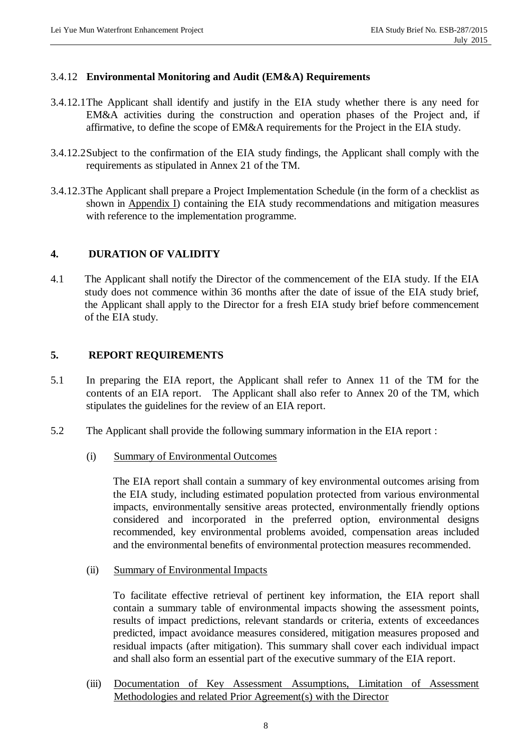### 3.4.12 Environmental Monitoring and Audit (EM&A) Requirements

3.4.12.1 The Applicant shall identify and justify in the EIA study whether there is any need for EM&A activities during the construction and operation phases of the Project and, if affirmative, to define the scope of EM&A requirements for the Project in the EIA study.

3.4.12.2 Subject to the confirmation of the EIA study findings, the Applicant shall comply with the requirements as stipulated in Annex 21 of the TM.

3.4.12.3 The Applicant shall prepare a Project Implementation Schedule (in the form of a checklist as shown in Appendix I) containing the EIA study recommendations and mitigation measures with reference to the implementation programme.

## 4. DURATION OF VALIDITY

4.1 The Applicant shall notify the Director of the commencement of the EIA study. If the EIA study does not commence within 36 months after the date of issue of the EIA study brief, the Applicant shall apply to the Director for a fresh EIA study brief before commencement of the EIA study.

## 5. REPORT REQUIREMENTS

5.1 In preparing the EIA report, the Applicant shall refer to Annex 11 of the TM for the contents of an EIA report. The Applicant shall also refer to Annex 20 of the TM, which stipulates the guidelines for the review of an EIA report.

5.2 The Applicant shall provide the following summary information in the EIA report :

(i) Summary of Environmental Outcomes

The EIA report shall contain a summary of key environmental outcomes arising from the EIA study, including estimated population protected from various environmental impacts, environmentally sensitive areas protected, environmentally friendly options considered and incorporated in the preferred option, environmental designs recommended, key environmental problems avoided, compensation areas included and the environmental benefits of environmental protection measures recommended.

(ii) Summary of Environmental Impacts

To facilitate effective retrieval of pertinent key information, the EIA report shall contain a summary table of environmental impacts showing the assessment points, results of impact predictions, relevant standards or criteria, extents of exceedances predicted, impact avoidance measures considered, mitigation measures proposed and residual impacts (after mitigation). This summary shall cover each individual impact and shall also form an essential part of the executive summary of the EIA report.

(iii) Documentation of Key Assessment Assumptions, Limitation of Assessment Methodologies and related Prior Agreement(s) with the Director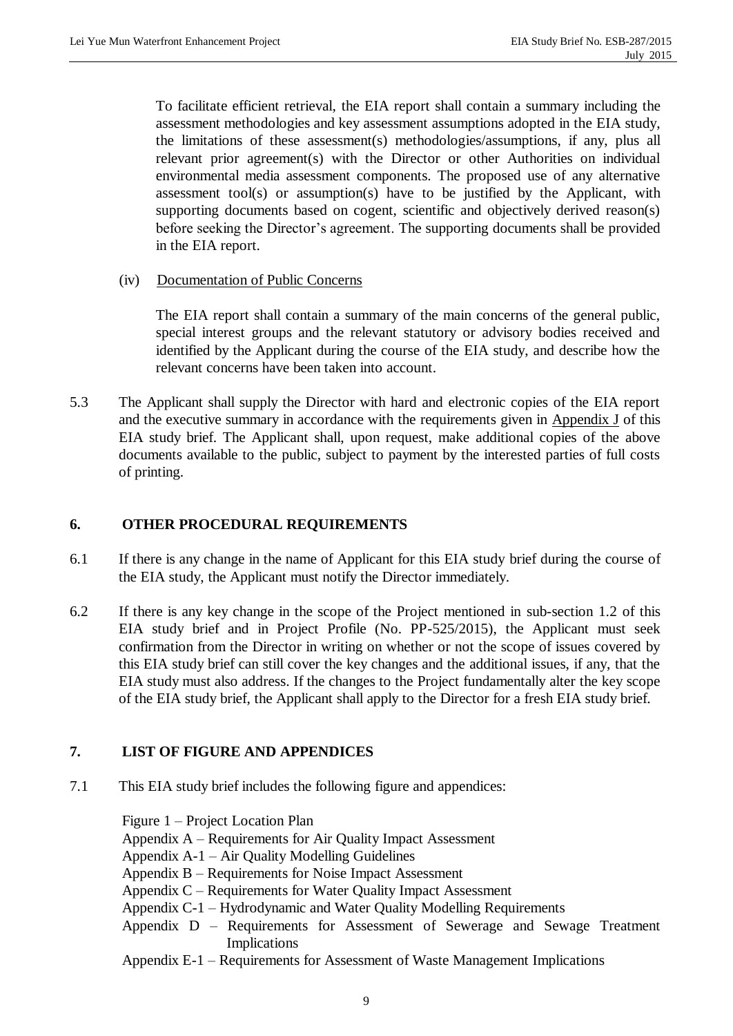To facilitate efficient retrieval, the EIA report shall contain a summary including the assessment methodologies and key assessment assumptions adopted in the EIA study, the limitations of these assessment(s) methodologies/assumptions, if any, plus all relevant prior agreement(s) with the Director or other Authorities on individual environmental media assessment components. The proposed use of any alternative assessment tool(s) or assumption(s) have to be justified by the Applicant, with supporting documents based on cogent, scientific and objectively derived reason(s) before seeking the Director's agreement. The supporting documents shall be provided in the EIA report.

(iv) Documentation of Public Concerns

The EIA report shall contain a summary of the main concerns of the general public, special interest groups and the relevant statutory or advisory bodies received and identified by the Applicant during the course of the EIA study, and describe how the relevant concerns have been taken into account.

5.3 The Applicant shall supply the Director with hard and electronic copies of the EIA report and the executive summary in accordance with the requirements given in Appendix J of this EIA study brief. The Applicant shall, upon request, make additional copies of the above documents available to the public, subject to payment by the interested parties of full costs of printing.

## 6. OTHER PROCEDURAL REQUIREMENTS

6.1 If there is any change in the name of Applicant for this EIA study brief during the course of the EIA study, the Applicant must notify the Director immediately.

6.2 If there is any key change in the scope of the Project mentioned in sub-section 1.2 of this EIA study brief and in Project Profile (No. PP-525/2015), the Applicant must seek confirmation from the Director in writing on whether or not the scope of issues covered by this EIA study brief can still cover the key changes and the additional issues, if any, that the EIA study must also address. If the changes to the Project fundamentally alter the key scope of the EIA study brief, the Applicant shall apply to the Director for a fresh EIA study brief.

## 7. LIST OF FIGURE AND APPENDICES

7.1 This EIA study brief includes the following figure and appendices:

Figure 1 – Project Location Plan
Appendix A – Requirements for Air Quality Impact Assessment
Appendix A-1 – Air Quality Modelling Guidelines
Appendix B – Requirements for Noise Impact Assessment
Appendix C – Requirements for Water Quality Impact Assessment
Appendix C-1 – Hydrodynamic and Water Quality Modelling Requirements
Appendix D – Requirements for Assessment of Sewerage and Sewage Treatment Implications
Appendix E-1 – Requirements for Assessment of Waste Management Implications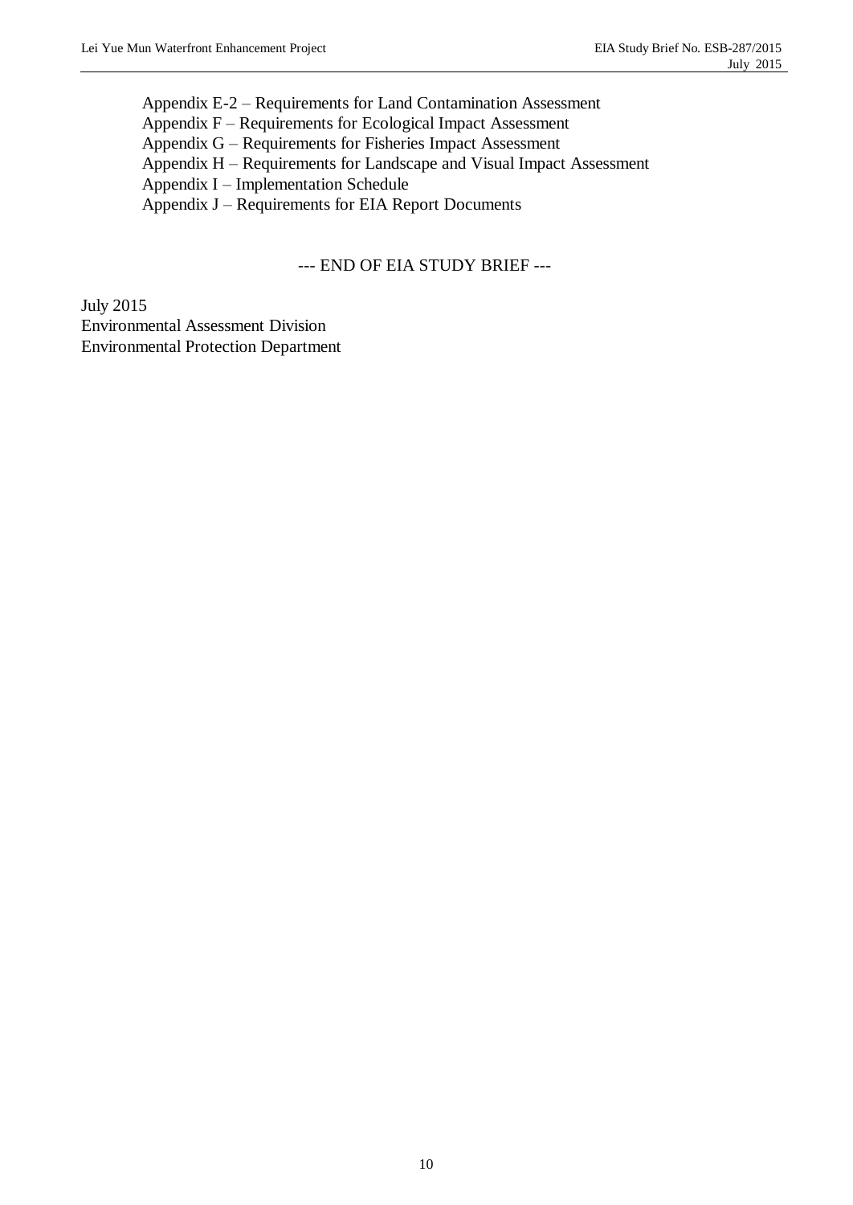Appendix E-2 – Requirements for Land Contamination Assessment

Appendix F – Requirements for Ecological Impact Assessment

Appendix G – Requirements for Fisheries Impact Assessment

Appendix H – Requirements for Landscape and Visual Impact Assessment

Appendix I – Implementation Schedule

Appendix J – Requirements for EIA Report Documents

--- END OF EIA STUDY BRIEF ---

July 2015

Environmental Assessment Division

Environmental Protection Department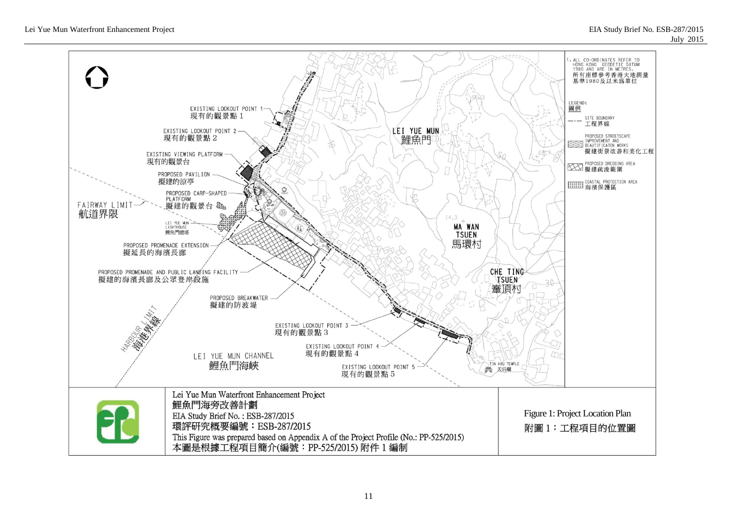1. ALL CO-ORDINATES REFER TO HONG KONG GEODETIC DATUM 1980 AND ARE IN METRES.
所有座標參考香港大地測量基準1980及以米爲單位

LEGEND:
圖例

SITE BOUNDARY
工程界線

PROPOSED STREETSCAPE IMPROVEMENT AND BEAUTIFICATON WORKS
擬建街景改善和美化工程

PROPOSED DREDGING AREA
擬建疏浚範圍

COASTAL PROTECTION AREA
海濱保護區

EXISTING LOOKOUT POINT 1
現有的觀景點 1

EXISTING LOOKOUT POINT 2
現有的觀景點 2

EXISTING VIEWING PLATFORM
現有的觀景台

PROPOSED PAVILION
擬建的涼亭

PROPOSED CARP-SHAPED PLATFORM
擬建的觀景台

FAIRWAY LIMIT
航道界限

LEI YUE MUN LIGHTHOUSE
鯉魚門燈塔

PROPOSED PROMENADE EXTENSION
擬延長的海濱長廊

PROPOSED PROMENADE AND PUBLIC LANDING FACILITY
擬建的海濱長廊及公眾登岸設施

PROPOSED BREAKWATER
擬建的防波堤

HARBOUR LIMIT
海港界線

EXISTING LOOKOUT POINT 3
現有的觀景點 3

EXISTING LOOKOUT POINT 4
現有的觀景點 4

EXISTING LOOKOUT POINT 5
現有的觀景點 5

LEI YUE MUN CHANNEL
鯉魚門海峽

LEI YUE MUN
鯉魚門

MA WAN TSUEN
馬環村

CHE TING TSUEN
茶頂村

TIN HAU TEMPLE
天后廟

Lei Yue Mun Waterfront Enhancement Project
鯉魚門海旁改善計劃
EIA Study Brief No. : ESB-287/2015
環評研究概要編號：ESB-287/2015
This Figure was prepared based on Appendix A of the Project Profile (No.: PP-525/2015)
本圖是根據工程項目簡介(編號：PP-525/2015) 附件 1 編制

Figure 1: Project Location Plan
附圖 1：工程項目的位置圖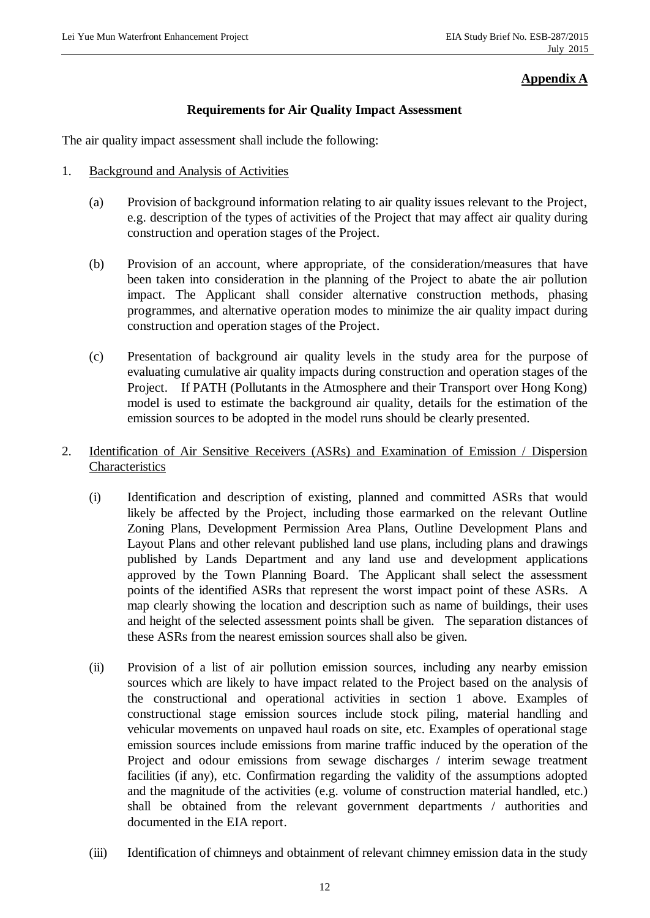**Appendix A**

**Requirements for Air Quality Impact Assessment**

The air quality impact assessment shall include the following:

1. Background and Analysis of Activities

   (a) Provision of background information relating to air quality issues relevant to the Project, e.g. description of the types of activities of the Project that may affect air quality during construction and operation stages of the Project.

   (b) Provision of an account, where appropriate, of the consideration/measures that have been taken into consideration in the planning of the Project to abate the air pollution impact. The Applicant shall consider alternative construction methods, phasing programmes, and alternative operation modes to minimize the air quality impact during construction and operation stages of the Project.

   (c) Presentation of background air quality levels in the study area for the purpose of evaluating cumulative air quality impacts during construction and operation stages of the Project. If PATH (Pollutants in the Atmosphere and their Transport over Hong Kong) model is used to estimate the background air quality, details for the estimation of the emission sources to be adopted in the model runs should be clearly presented.

2. Identification of Air Sensitive Receivers (ASRs) and Examination of Emission / Dispersion Characteristics

   (i) Identification and description of existing, planned and committed ASRs that would likely be affected by the Project, including those earmarked on the relevant Outline Zoning Plans, Development Permission Area Plans, Outline Development Plans and Layout Plans and other relevant published land use plans, including plans and drawings published by Lands Department and any land use and development applications approved by the Town Planning Board. The Applicant shall select the assessment points of the identified ASRs that represent the worst impact point of these ASRs. A map clearly showing the location and description such as name of buildings, their uses and height of the selected assessment points shall be given. The separation distances of these ASRs from the nearest emission sources shall also be given.

   (ii) Provision of a list of air pollution emission sources, including any nearby emission sources which are likely to have impact related to the Project based on the analysis of the constructional and operational activities in section 1 above. Examples of constructional stage emission sources include stock piling, material handling and vehicular movements on unpaved haul roads on site, etc. Examples of operational stage emission sources include emissions from marine traffic induced by the operation of the Project and odour emissions from sewage discharges / interim sewage treatment facilities (if any), etc. Confirmation regarding the validity of the assumptions adopted and the magnitude of the activities (e.g. volume of construction material handled, etc.) shall be obtained from the relevant government departments / authorities and documented in the EIA report.

   (iii) Identification of chimneys and obtainment of relevant chimney emission data in the study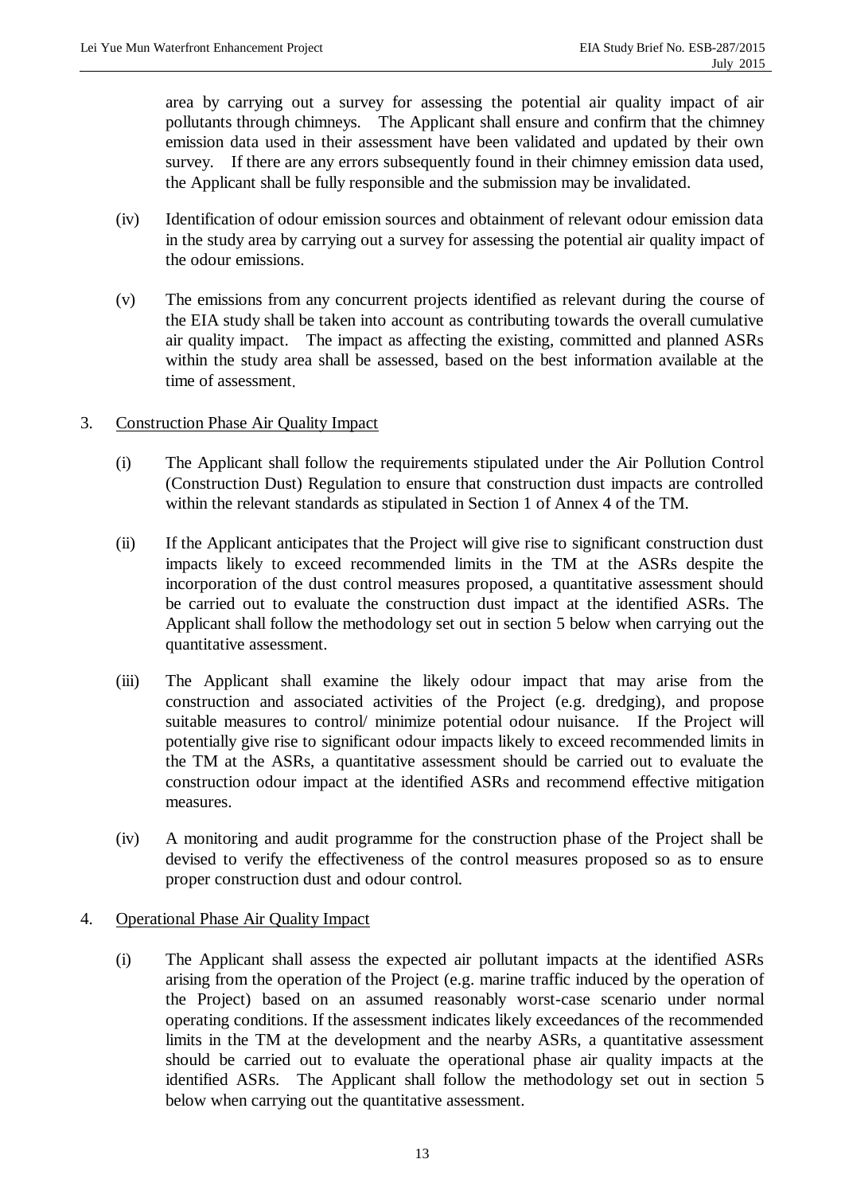area by carrying out a survey for assessing the potential air quality impact of air pollutants through chimneys. The Applicant shall ensure and confirm that the chimney emission data used in their assessment have been validated and updated by their own survey. If there are any errors subsequently found in their chimney emission data used, the Applicant shall be fully responsible and the submission may be invalidated.

(iv) Identification of odour emission sources and obtainment of relevant odour emission data in the study area by carrying out a survey for assessing the potential air quality impact of the odour emissions.

(v) The emissions from any concurrent projects identified as relevant during the course of the EIA study shall be taken into account as contributing towards the overall cumulative air quality impact. The impact as affecting the existing, committed and planned ASRs within the study area shall be assessed, based on the best information available at the time of assessment.

3. Construction Phase Air Quality Impact

(i) The Applicant shall follow the requirements stipulated under the Air Pollution Control (Construction Dust) Regulation to ensure that construction dust impacts are controlled within the relevant standards as stipulated in Section 1 of Annex 4 of the TM.

(ii) If the Applicant anticipates that the Project will give rise to significant construction dust impacts likely to exceed recommended limits in the TM at the ASRs despite the incorporation of the dust control measures proposed, a quantitative assessment should be carried out to evaluate the construction dust impact at the identified ASRs. The Applicant shall follow the methodology set out in section 5 below when carrying out the quantitative assessment.

(iii) The Applicant shall examine the likely odour impact that may arise from the construction and associated activities of the Project (e.g. dredging), and propose suitable measures to control/ minimize potential odour nuisance. If the Project will potentially give rise to significant odour impacts likely to exceed recommended limits in the TM at the ASRs, a quantitative assessment should be carried out to evaluate the construction odour impact at the identified ASRs and recommend effective mitigation measures.

(iv) A monitoring and audit programme for the construction phase of the Project shall be devised to verify the effectiveness of the control measures proposed so as to ensure proper construction dust and odour control.

4. Operational Phase Air Quality Impact

(i) The Applicant shall assess the expected air pollutant impacts at the identified ASRs arising from the operation of the Project (e.g. marine traffic induced by the operation of the Project) based on an assumed reasonably worst-case scenario under normal operating conditions. If the assessment indicates likely exceedances of the recommended limits in the TM at the development and the nearby ASRs, a quantitative assessment should be carried out to evaluate the operational phase air quality impacts at the identified ASRs. The Applicant shall follow the methodology set out in section 5 below when carrying out the quantitative assessment.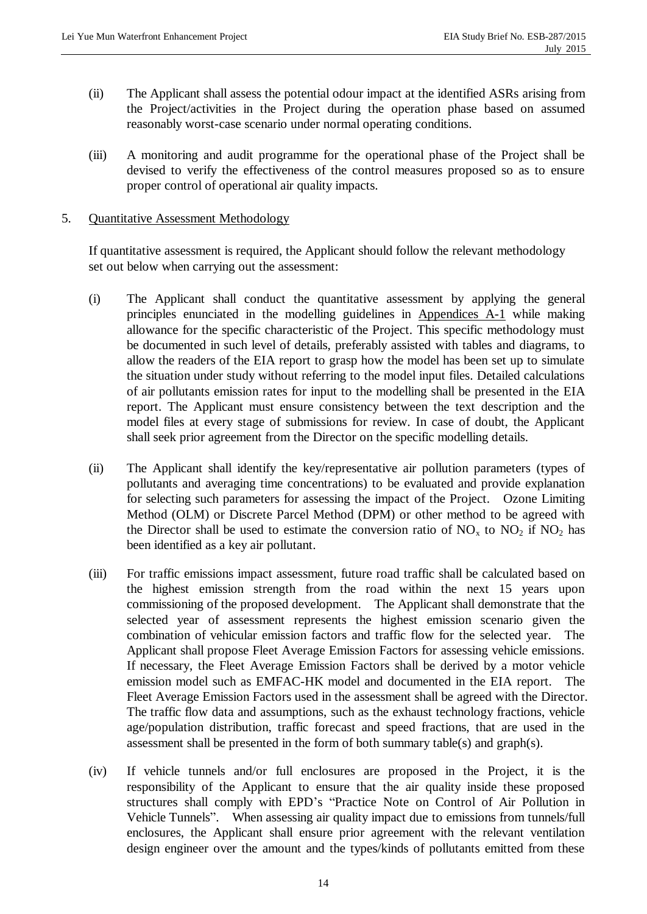(ii) The Applicant shall assess the potential odour impact at the identified ASRs arising from the Project/activities in the Project during the operation phase based on assumed reasonably worst-case scenario under normal operating conditions.

(iii) A monitoring and audit programme for the operational phase of the Project shall be devised to verify the effectiveness of the control measures proposed so as to ensure proper control of operational air quality impacts.

5. Quantitative Assessment Methodology

If quantitative assessment is required, the Applicant should follow the relevant methodology set out below when carrying out the assessment:

(i) The Applicant shall conduct the quantitative assessment by applying the general principles enunciated in the modelling guidelines in Appendices A-1 while making allowance for the specific characteristic of the Project. This specific methodology must be documented in such level of details, preferably assisted with tables and diagrams, to allow the readers of the EIA report to grasp how the model has been set up to simulate the situation under study without referring to the model input files. Detailed calculations of air pollutants emission rates for input to the modelling shall be presented in the EIA report. The Applicant must ensure consistency between the text description and the model files at every stage of submissions for review. In case of doubt, the Applicant shall seek prior agreement from the Director on the specific modelling details.

(ii) The Applicant shall identify the key/representative air pollution parameters (types of pollutants and averaging time concentrations) to be evaluated and provide explanation for selecting such parameters for assessing the impact of the Project. Ozone Limiting Method (OLM) or Discrete Parcel Method (DPM) or other method to be agreed with the Director shall be used to estimate the conversion ratio of $NO_x$ to $NO_2$ if $NO_2$ has been identified as a key air pollutant.

(iii) For traffic emissions impact assessment, future road traffic shall be calculated based on the highest emission strength from the road within the next 15 years upon commissioning of the proposed development. The Applicant shall demonstrate that the selected year of assessment represents the highest emission scenario given the combination of vehicular emission factors and traffic flow for the selected year. The Applicant shall propose Fleet Average Emission Factors for assessing vehicle emissions. If necessary, the Fleet Average Emission Factors shall be derived by a motor vehicle emission model such as EMFAC-HK model and documented in the EIA report. The Fleet Average Emission Factors used in the assessment shall be agreed with the Director. The traffic flow data and assumptions, such as the exhaust technology fractions, vehicle age/population distribution, traffic forecast and speed fractions, that are used in the assessment shall be presented in the form of both summary table(s) and graph(s).

(iv) If vehicle tunnels and/or full enclosures are proposed in the Project, it is the responsibility of the Applicant to ensure that the air quality inside these proposed structures shall comply with EPD's "Practice Note on Control of Air Pollution in Vehicle Tunnels". When assessing air quality impact due to emissions from tunnels/full enclosures, the Applicant shall ensure prior agreement with the relevant ventilation design engineer over the amount and the types/kinds of pollutants emitted from these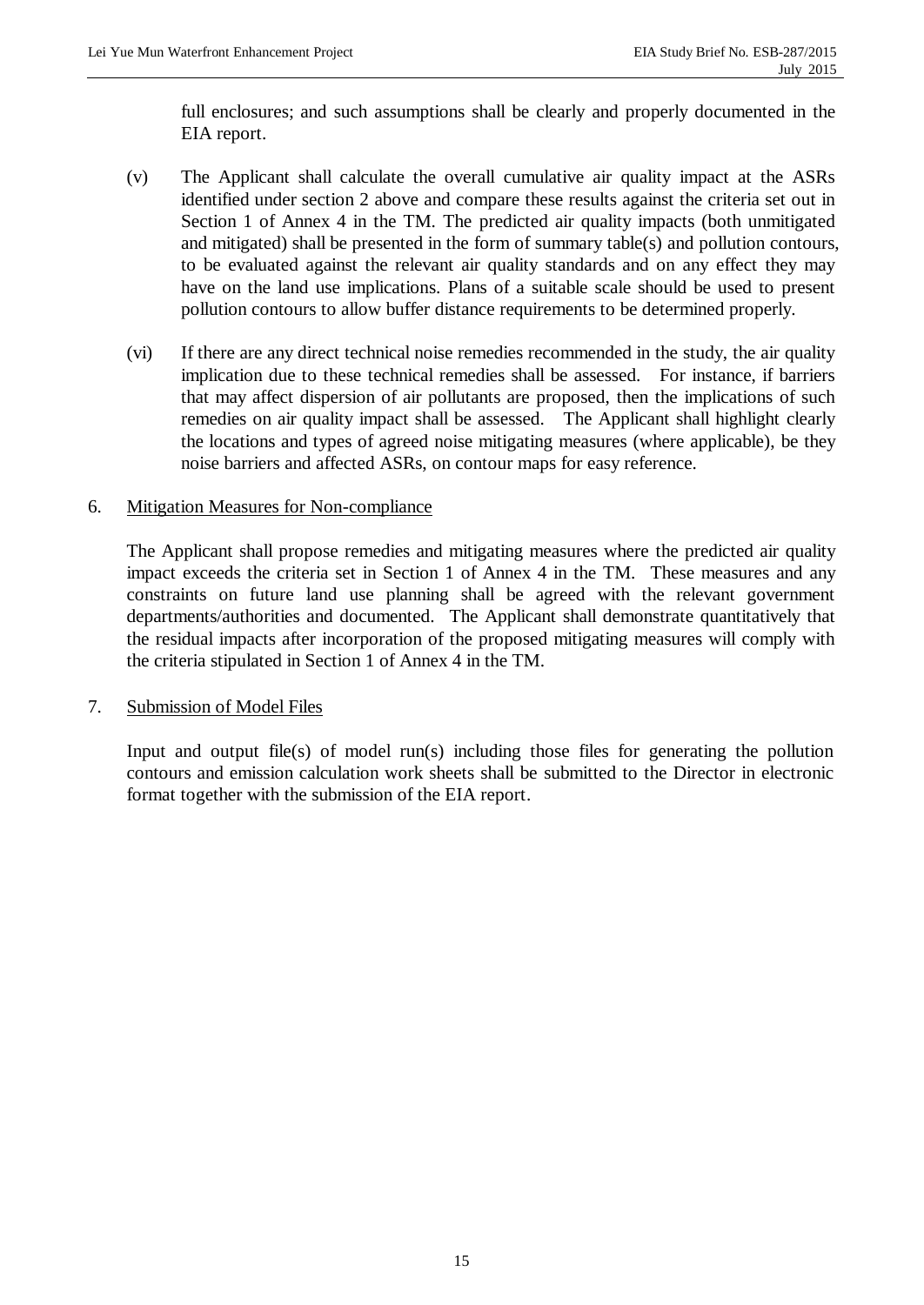full enclosures; and such assumptions shall be clearly and properly documented in the EIA report.

(v) The Applicant shall calculate the overall cumulative air quality impact at the ASRs identified under section 2 above and compare these results against the criteria set out in Section 1 of Annex 4 in the TM. The predicted air quality impacts (both unmitigated and mitigated) shall be presented in the form of summary table(s) and pollution contours, to be evaluated against the relevant air quality standards and on any effect they may have on the land use implications. Plans of a suitable scale should be used to present pollution contours to allow buffer distance requirements to be determined properly.

(vi) If there are any direct technical noise remedies recommended in the study, the air quality implication due to these technical remedies shall be assessed. For instance, if barriers that may affect dispersion of air pollutants are proposed, then the implications of such remedies on air quality impact shall be assessed. The Applicant shall highlight clearly the locations and types of agreed noise mitigating measures (where applicable), be they noise barriers and affected ASRs, on contour maps for easy reference.

6. <u>Mitigation Measures for Non-compliance</u>

The Applicant shall propose remedies and mitigating measures where the predicted air quality impact exceeds the criteria set in Section 1 of Annex 4 in the TM. These measures and any constraints on future land use planning shall be agreed with the relevant government departments/authorities and documented. The Applicant shall demonstrate quantitatively that the residual impacts after incorporation of the proposed mitigating measures will comply with the criteria stipulated in Section 1 of Annex 4 in the TM.

7. <u>Submission of Model Files</u>

Input and output file(s) of model run(s) including those files for generating the pollution contours and emission calculation work sheets shall be submitted to the Director in electronic format together with the submission of the EIA report.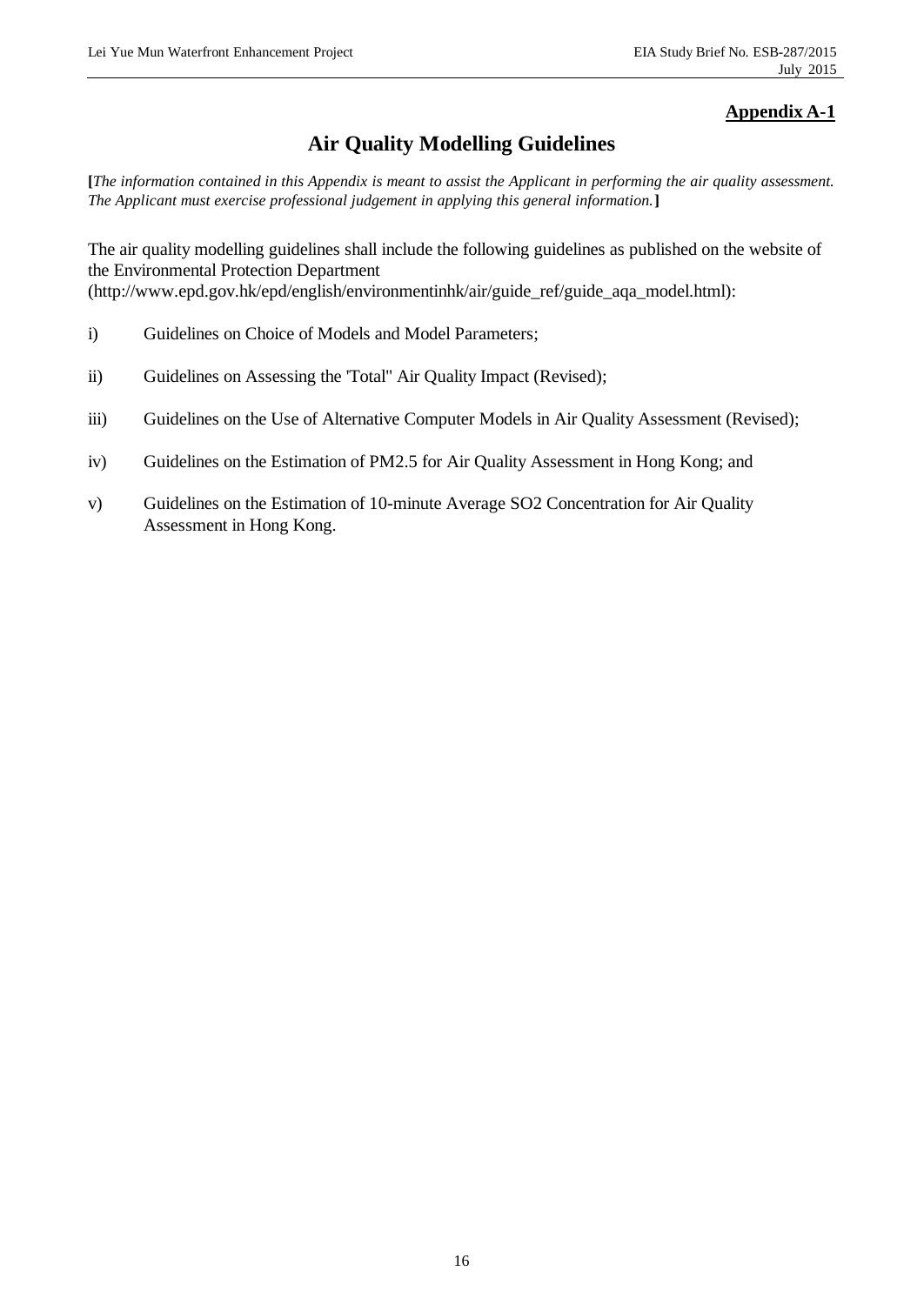**Appendix A-1**

# Air Quality Modelling Guidelines

**[***The information contained in this Appendix is meant to assist the Applicant in performing the air quality assessment. The Applicant must exercise professional judgement in applying this general information.***]**

The air quality modelling guidelines shall include the following guidelines as published on the website of the Environmental Protection Department (http://www.epd.gov.hk/epd/english/environmentinhk/air/guide_ref/guide_aqa_model.html):

i) Guidelines on Choice of Models and Model Parameters;

ii) Guidelines on Assessing the 'Total" Air Quality Impact (Revised);

iii) Guidelines on the Use of Alternative Computer Models in Air Quality Assessment (Revised);

iv) Guidelines on the Estimation of PM2.5 for Air Quality Assessment in Hong Kong; and

v) Guidelines on the Estimation of 10-minute Average SO2 Concentration for Air Quality Assessment in Hong Kong.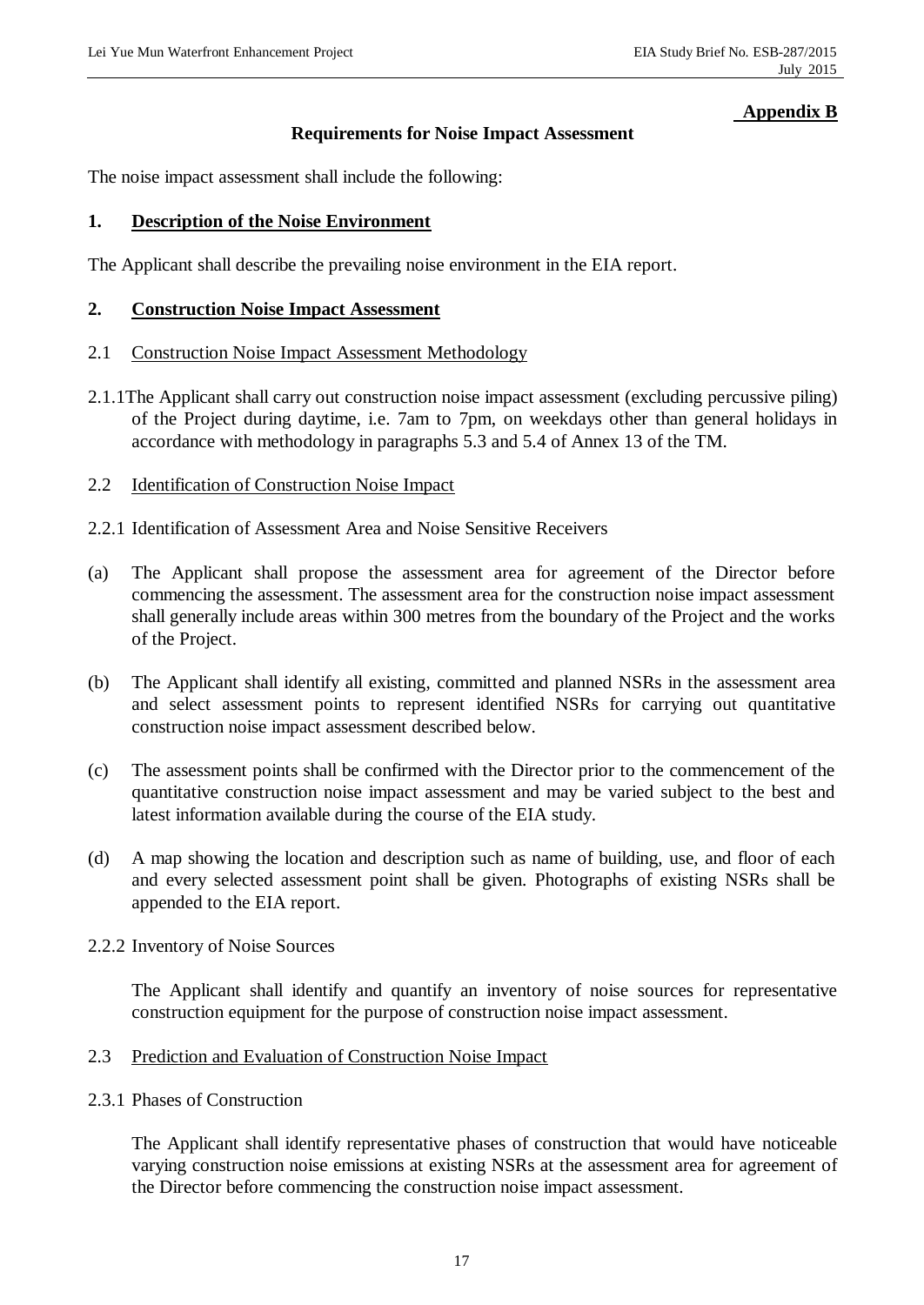**Appendix B**

**Requirements for Noise Impact Assessment**

The noise impact assessment shall include the following:

## 1. Description of the Noise Environment

The Applicant shall describe the prevailing noise environment in the EIA report.

## 2. Construction Noise Impact Assessment

### 2.1 Construction Noise Impact Assessment Methodology

2.1.1 The Applicant shall carry out construction noise impact assessment (excluding percussive piling) of the Project during daytime, i.e. 7am to 7pm, on weekdays other than general holidays in accordance with methodology in paragraphs 5.3 and 5.4 of Annex 13 of the TM.

### 2.2 Identification of Construction Noise Impact

2.2.1 Identification of Assessment Area and Noise Sensitive Receivers

(a) The Applicant shall propose the assessment area for agreement of the Director before commencing the assessment. The assessment area for the construction noise impact assessment shall generally include areas within 300 metres from the boundary of the Project and the works of the Project.

(b) The Applicant shall identify all existing, committed and planned NSRs in the assessment area and select assessment points to represent identified NSRs for carrying out quantitative construction noise impact assessment described below.

(c) The assessment points shall be confirmed with the Director prior to the commencement of the quantitative construction noise impact assessment and may be varied subject to the best and latest information available during the course of the EIA study.

(d) A map showing the location and description such as name of building, use, and floor of each and every selected assessment point shall be given. Photographs of existing NSRs shall be appended to the EIA report.

2.2.2 Inventory of Noise Sources

The Applicant shall identify and quantify an inventory of noise sources for representative construction equipment for the purpose of construction noise impact assessment.

### 2.3 Prediction and Evaluation of Construction Noise Impact

2.3.1 Phases of Construction

The Applicant shall identify representative phases of construction that would have noticeable varying construction noise emissions at existing NSRs at the assessment area for agreement of the Director before commencing the construction noise impact assessment.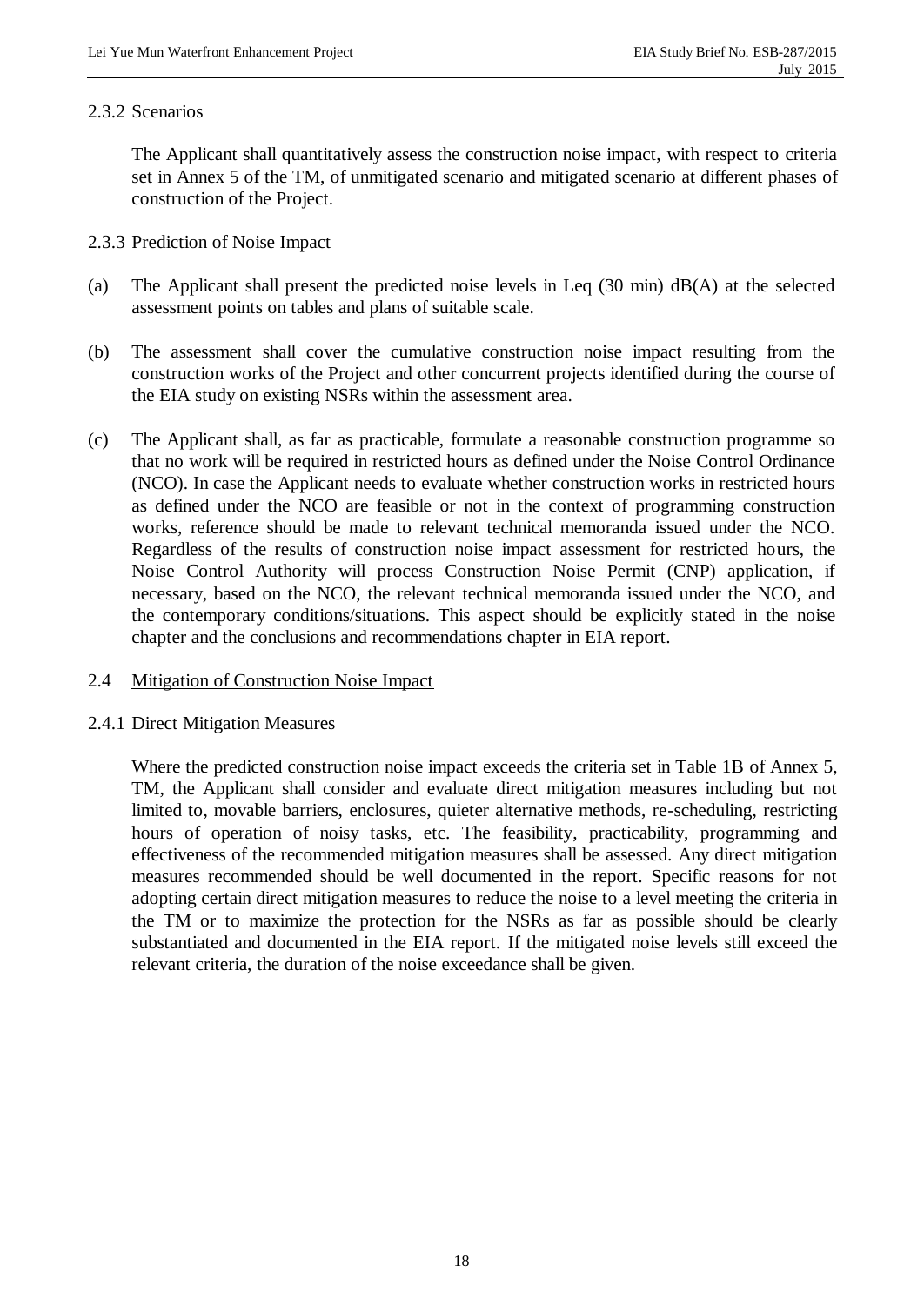2.3.2 Scenarios

The Applicant shall quantitatively assess the construction noise impact, with respect to criteria set in Annex 5 of the TM, of unmitigated scenario and mitigated scenario at different phases of construction of the Project.

2.3.3 Prediction of Noise Impact

(a) The Applicant shall present the predicted noise levels in Leq (30 min) dB(A) at the selected assessment points on tables and plans of suitable scale.

(b) The assessment shall cover the cumulative construction noise impact resulting from the construction works of the Project and other concurrent projects identified during the course of the EIA study on existing NSRs within the assessment area.

(c) The Applicant shall, as far as practicable, formulate a reasonable construction programme so that no work will be required in restricted hours as defined under the Noise Control Ordinance (NCO). In case the Applicant needs to evaluate whether construction works in restricted hours as defined under the NCO are feasible or not in the context of programming construction works, reference should be made to relevant technical memoranda issued under the NCO. Regardless of the results of construction noise impact assessment for restricted hours, the Noise Control Authority will process Construction Noise Permit (CNP) application, if necessary, based on the NCO, the relevant technical memoranda issued under the NCO, and the contemporary conditions/situations. This aspect should be explicitly stated in the noise chapter and the conclusions and recommendations chapter in EIA report.

2.4 Mitigation of Construction Noise Impact

2.4.1 Direct Mitigation Measures

Where the predicted construction noise impact exceeds the criteria set in Table 1B of Annex 5, TM, the Applicant shall consider and evaluate direct mitigation measures including but not limited to, movable barriers, enclosures, quieter alternative methods, re-scheduling, restricting hours of operation of noisy tasks, etc. The feasibility, practicability, programming and effectiveness of the recommended mitigation measures shall be assessed. Any direct mitigation measures recommended should be well documented in the report. Specific reasons for not adopting certain direct mitigation measures to reduce the noise to a level meeting the criteria in the TM or to maximize the protection for the NSRs as far as possible should be clearly substantiated and documented in the EIA report. If the mitigated noise levels still exceed the relevant criteria, the duration of the noise exceedance shall be given.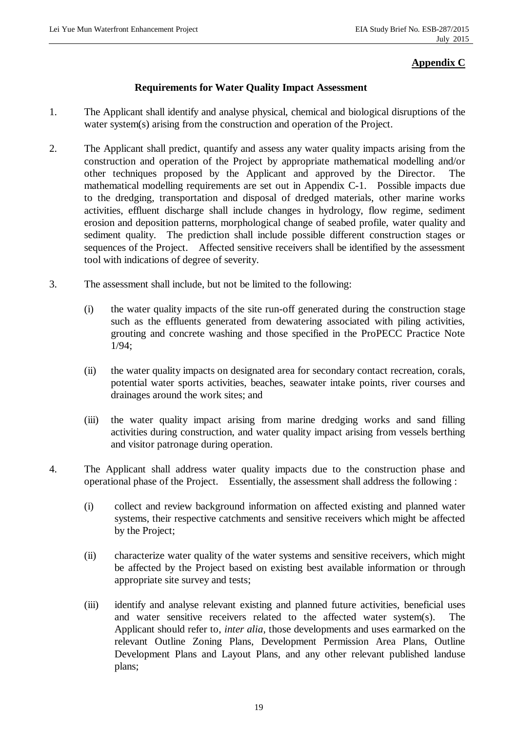**Appendix C**

### Requirements for Water Quality Impact Assessment

1. The Applicant shall identify and analyse physical, chemical and biological disruptions of the water system(s) arising from the construction and operation of the Project.

2. The Applicant shall predict, quantify and assess any water quality impacts arising from the construction and operation of the Project by appropriate mathematical modelling and/or other techniques proposed by the Applicant and approved by the Director. The mathematical modelling requirements are set out in Appendix C-1. Possible impacts due to the dredging, transportation and disposal of dredged materials, other marine works activities, effluent discharge shall include changes in hydrology, flow regime, sediment erosion and deposition patterns, morphological change of seabed profile, water quality and sediment quality. The prediction shall include possible different construction stages or sequences of the Project. Affected sensitive receivers shall be identified by the assessment tool with indications of degree of severity.

3. The assessment shall include, but not be limited to the following:

   (i) the water quality impacts of the site run-off generated during the construction stage such as the effluents generated from dewatering associated with piling activities, grouting and concrete washing and those specified in the ProPECC Practice Note 1/94;

   (ii) the water quality impacts on designated area for secondary contact recreation, corals, potential water sports activities, beaches, seawater intake points, river courses and drainages around the work sites; and

   (iii) the water quality impact arising from marine dredging works and sand filling activities during construction, and water quality impact arising from vessels berthing and visitor patronage during operation.

4. The Applicant shall address water quality impacts due to the construction phase and operational phase of the Project. Essentially, the assessment shall address the following :

   (i) collect and review background information on affected existing and planned water systems, their respective catchments and sensitive receivers which might be affected by the Project;

   (ii) characterize water quality of the water systems and sensitive receivers, which might be affected by the Project based on existing best available information or through appropriate site survey and tests;

   (iii) identify and analyse relevant existing and planned future activities, beneficial uses and water sensitive receivers related to the affected water system(s). The Applicant should refer to, *inter alia*, those developments and uses earmarked on the relevant Outline Zoning Plans, Development Permission Area Plans, Outline Development Plans and Layout Plans, and any other relevant published landuse plans;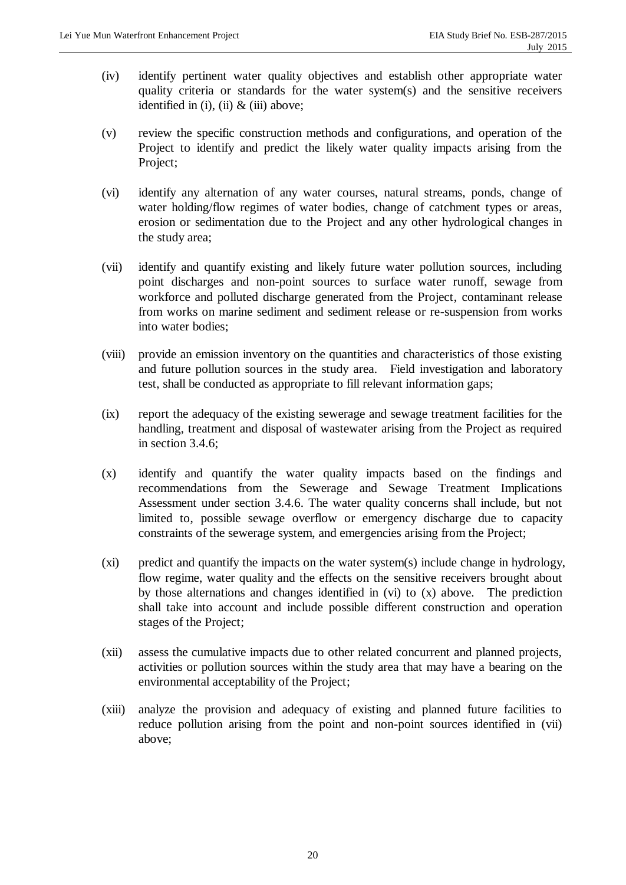(iv) identify pertinent water quality objectives and establish other appropriate water quality criteria or standards for the water system(s) and the sensitive receivers identified in (i), (ii) & (iii) above;

(v) review the specific construction methods and configurations, and operation of the Project to identify and predict the likely water quality impacts arising from the Project;

(vi) identify any alternation of any water courses, natural streams, ponds, change of water holding/flow regimes of water bodies, change of catchment types or areas, erosion or sedimentation due to the Project and any other hydrological changes in the study area;

(vii) identify and quantify existing and likely future water pollution sources, including point discharges and non-point sources to surface water runoff, sewage from workforce and polluted discharge generated from the Project, contaminant release from works on marine sediment and sediment release or re-suspension from works into water bodies;

(viii) provide an emission inventory on the quantities and characteristics of those existing and future pollution sources in the study area. Field investigation and laboratory test, shall be conducted as appropriate to fill relevant information gaps;

(ix) report the adequacy of the existing sewerage and sewage treatment facilities for the handling, treatment and disposal of wastewater arising from the Project as required in section 3.4.6;

(x) identify and quantify the water quality impacts based on the findings and recommendations from the Sewerage and Sewage Treatment Implications Assessment under section 3.4.6. The water quality concerns shall include, but not limited to, possible sewage overflow or emergency discharge due to capacity constraints of the sewerage system, and emergencies arising from the Project;

(xi) predict and quantify the impacts on the water system(s) include change in hydrology, flow regime, water quality and the effects on the sensitive receivers brought about by those alternations and changes identified in (vi) to (x) above. The prediction shall take into account and include possible different construction and operation stages of the Project;

(xii) assess the cumulative impacts due to other related concurrent and planned projects, activities or pollution sources within the study area that may have a bearing on the environmental acceptability of the Project;

(xiii) analyze the provision and adequacy of existing and planned future facilities to reduce pollution arising from the point and non-point sources identified in (vii) above;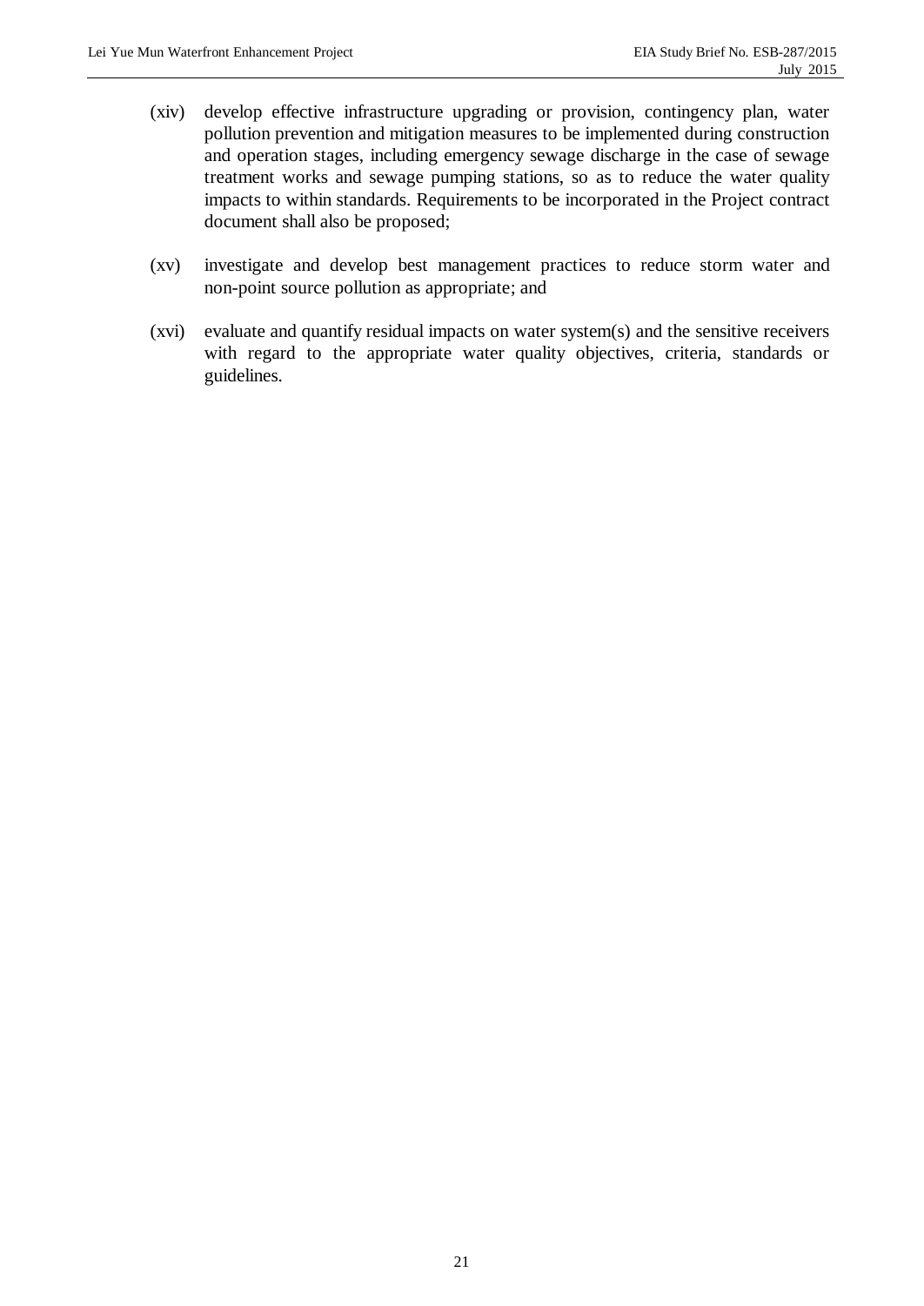(xiv) develop effective infrastructure upgrading or provision, contingency plan, water pollution prevention and mitigation measures to be implemented during construction and operation stages, including emergency sewage discharge in the case of sewage treatment works and sewage pumping stations, so as to reduce the water quality impacts to within standards. Requirements to be incorporated in the Project contract document shall also be proposed;

(xv) investigate and develop best management practices to reduce storm water and non-point source pollution as appropriate; and

(xvi) evaluate and quantify residual impacts on water system(s) and the sensitive receivers with regard to the appropriate water quality objectives, criteria, standards or guidelines.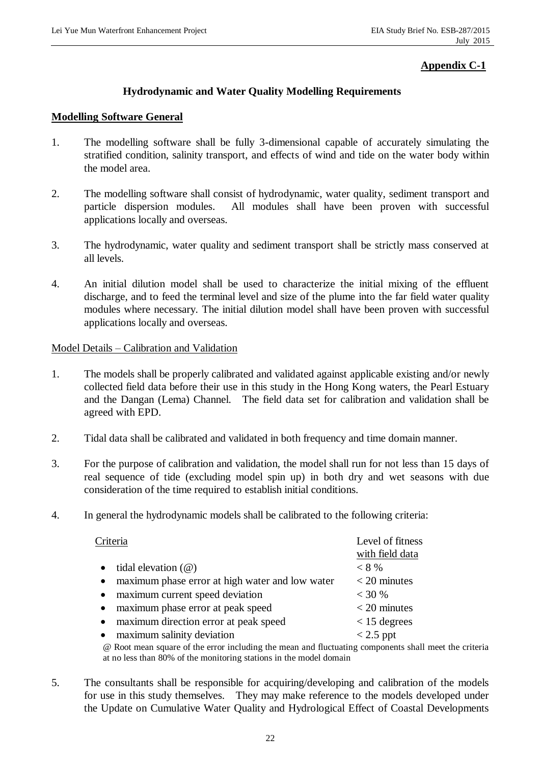**Appendix C-1**

## Hydrodynamic and Water Quality Modelling Requirements

### Modelling Software General

1. The modelling software shall be fully 3-dimensional capable of accurately simulating the stratified condition, salinity transport, and effects of wind and tide on the water body within the model area.

2. The modelling software shall consist of hydrodynamic, water quality, sediment transport and particle dispersion modules. All modules shall have been proven with successful applications locally and overseas.

3. The hydrodynamic, water quality and sediment transport shall be strictly mass conserved at all levels.

4. An initial dilution model shall be used to characterize the initial mixing of the effluent discharge, and to feed the terminal level and size of the plume into the far field water quality modules where necessary. The initial dilution model shall have been proven with successful applications locally and overseas.

Model Details – Calibration and Validation

1. The models shall be properly calibrated and validated against applicable existing and/or newly collected field data before their use in this study in the Hong Kong waters, the Pearl Estuary and the Dangan (Lema) Channel. The field data set for calibration and validation shall be agreed with EPD.

2. Tidal data shall be calibrated and validated in both frequency and time domain manner.

3. For the purpose of calibration and validation, the model shall run for not less than 15 days of real sequence of tide (excluding model spin up) in both dry and wet seasons with due consideration of the time required to establish initial conditions.

4. In general the hydrodynamic models shall be calibrated to the following criteria:

| Criteria | Level of fitness with field data |
|---|---|
| • tidal elevation (@) | < 8 % |
| • maximum phase error at high water and low water | < 20 minutes |
| • maximum current speed deviation | < 30 % |
| • maximum phase error at peak speed | < 20 minutes |
| • maximum direction error at peak speed | < 15 degrees |
| • maximum salinity deviation | < 2.5 ppt |

@ Root mean square of the error including the mean and fluctuating components shall meet the criteria at no less than 80% of the monitoring stations in the model domain

5. The consultants shall be responsible for acquiring/developing and calibration of the models for use in this study themselves. They may make reference to the models developed under the Update on Cumulative Water Quality and Hydrological Effect of Coastal Developments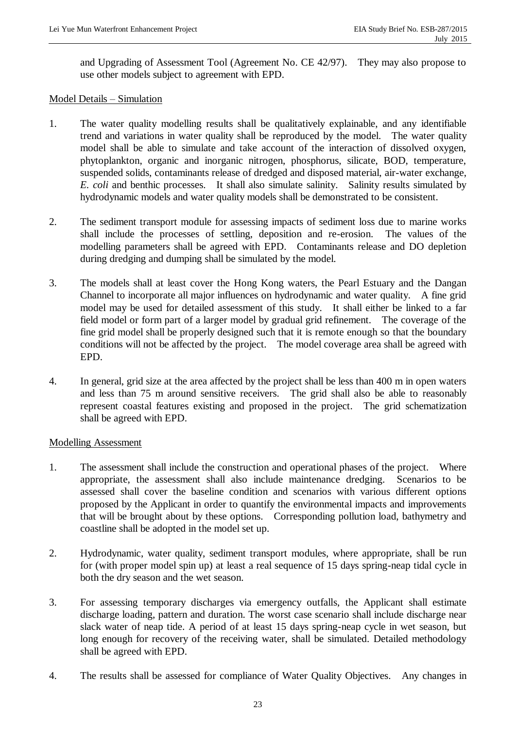and Upgrading of Assessment Tool (Agreement No. CE 42/97). They may also propose to use other models subject to agreement with EPD.

Model Details – Simulation

1. The water quality modelling results shall be qualitatively explainable, and any identifiable trend and variations in water quality shall be reproduced by the model. The water quality model shall be able to simulate and take account of the interaction of dissolved oxygen, phytoplankton, organic and inorganic nitrogen, phosphorus, silicate, BOD, temperature, suspended solids, contaminants release of dredged and disposed material, air-water exchange, *E. coli* and benthic processes. It shall also simulate salinity. Salinity results simulated by hydrodynamic models and water quality models shall be demonstrated to be consistent.

2. The sediment transport module for assessing impacts of sediment loss due to marine works shall include the processes of settling, deposition and re-erosion. The values of the modelling parameters shall be agreed with EPD. Contaminants release and DO depletion during dredging and dumping shall be simulated by the model.

3. The models shall at least cover the Hong Kong waters, the Pearl Estuary and the Dangan Channel to incorporate all major influences on hydrodynamic and water quality. A fine grid model may be used for detailed assessment of this study. It shall either be linked to a far field model or form part of a larger model by gradual grid refinement. The coverage of the fine grid model shall be properly designed such that it is remote enough so that the boundary conditions will not be affected by the project. The model coverage area shall be agreed with EPD.

4. In general, grid size at the area affected by the project shall be less than 400 m in open waters and less than 75 m around sensitive receivers. The grid shall also be able to reasonably represent coastal features existing and proposed in the project. The grid schematization shall be agreed with EPD.

Modelling Assessment

1. The assessment shall include the construction and operational phases of the project. Where appropriate, the assessment shall also include maintenance dredging. Scenarios to be assessed shall cover the baseline condition and scenarios with various different options proposed by the Applicant in order to quantify the environmental impacts and improvements that will be brought about by these options. Corresponding pollution load, bathymetry and coastline shall be adopted in the model set up.

2. Hydrodynamic, water quality, sediment transport modules, where appropriate, shall be run for (with proper model spin up) at least a real sequence of 15 days spring-neap tidal cycle in both the dry season and the wet season.

3. For assessing temporary discharges via emergency outfalls, the Applicant shall estimate discharge loading, pattern and duration. The worst case scenario shall include discharge near slack water of neap tide. A period of at least 15 days spring-neap cycle in wet season, but long enough for recovery of the receiving water, shall be simulated. Detailed methodology shall be agreed with EPD.

4. The results shall be assessed for compliance of Water Quality Objectives. Any changes in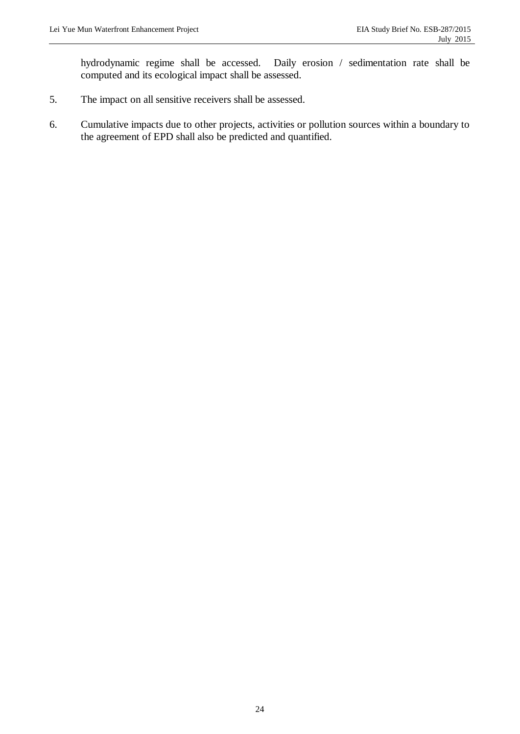hydrodynamic regime shall be accessed. Daily erosion / sedimentation rate shall be computed and its ecological impact shall be assessed.

5. The impact on all sensitive receivers shall be assessed.

6. Cumulative impacts due to other projects, activities or pollution sources within a boundary to the agreement of EPD shall also be predicted and quantified.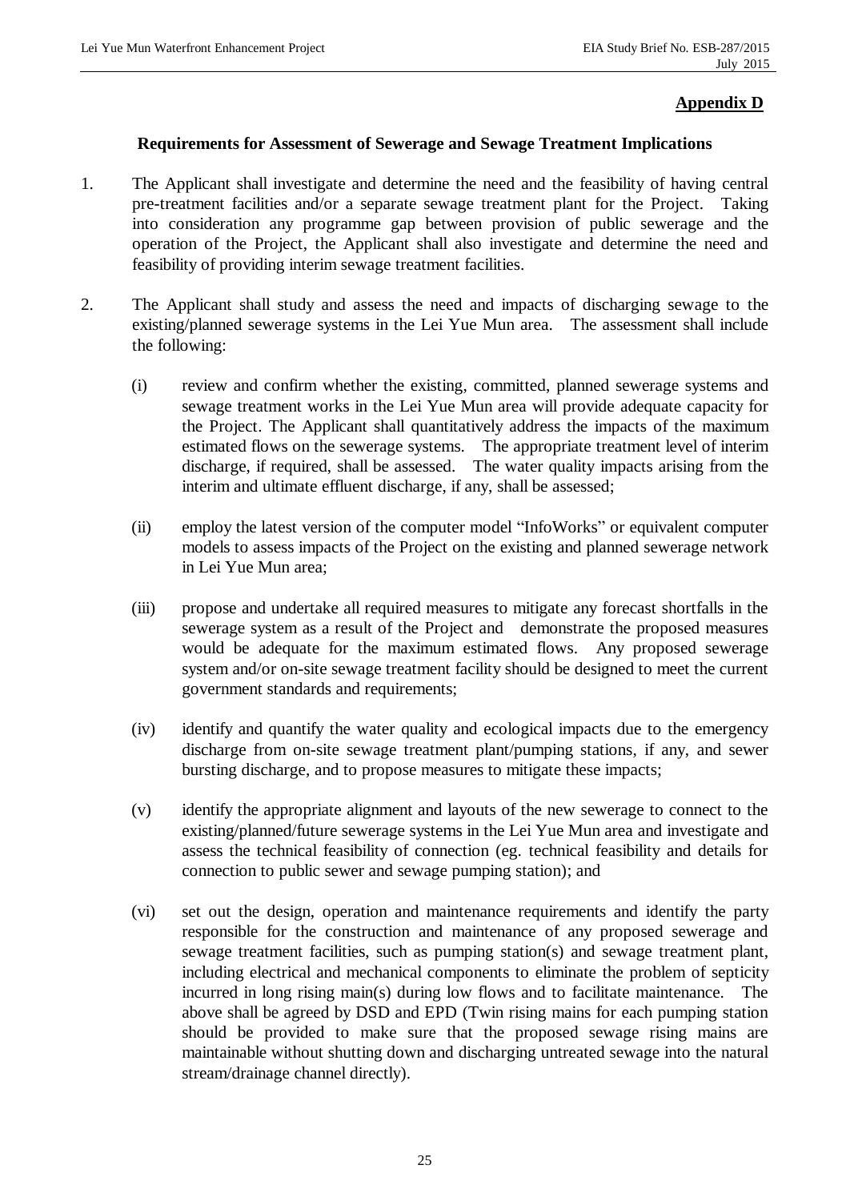**Appendix D**

**Requirements for Assessment of Sewerage and Sewage Treatment Implications**

1. The Applicant shall investigate and determine the need and the feasibility of having central pre-treatment facilities and/or a separate sewage treatment plant for the Project. Taking into consideration any programme gap between provision of public sewerage and the operation of the Project, the Applicant shall also investigate and determine the need and feasibility of providing interim sewage treatment facilities.

2. The Applicant shall study and assess the need and impacts of discharging sewage to the existing/planned sewerage systems in the Lei Yue Mun area. The assessment shall include the following:

   (i) review and confirm whether the existing, committed, planned sewerage systems and sewage treatment works in the Lei Yue Mun area will provide adequate capacity for the Project. The Applicant shall quantitatively address the impacts of the maximum estimated flows on the sewerage systems. The appropriate treatment level of interim discharge, if required, shall be assessed. The water quality impacts arising from the interim and ultimate effluent discharge, if any, shall be assessed;

   (ii) employ the latest version of the computer model "InfoWorks" or equivalent computer models to assess impacts of the Project on the existing and planned sewerage network in Lei Yue Mun area;

   (iii) propose and undertake all required measures to mitigate any forecast shortfalls in the sewerage system as a result of the Project and demonstrate the proposed measures would be adequate for the maximum estimated flows. Any proposed sewerage system and/or on-site sewage treatment facility should be designed to meet the current government standards and requirements;

   (iv) identify and quantify the water quality and ecological impacts due to the emergency discharge from on-site sewage treatment plant/pumping stations, if any, and sewer bursting discharge, and to propose measures to mitigate these impacts;

   (v) identify the appropriate alignment and layouts of the new sewerage to connect to the existing/planned/future sewerage systems in the Lei Yue Mun area and investigate and assess the technical feasibility of connection (eg. technical feasibility and details for connection to public sewer and sewage pumping station); and

   (vi) set out the design, operation and maintenance requirements and identify the party responsible for the construction and maintenance of any proposed sewerage and sewage treatment facilities, such as pumping station(s) and sewage treatment plant, including electrical and mechanical components to eliminate the problem of septicity incurred in long rising main(s) during low flows and to facilitate maintenance. The above shall be agreed by DSD and EPD (Twin rising mains for each pumping station should be provided to make sure that the proposed sewage rising mains are maintainable without shutting down and discharging untreated sewage into the natural stream/drainage channel directly).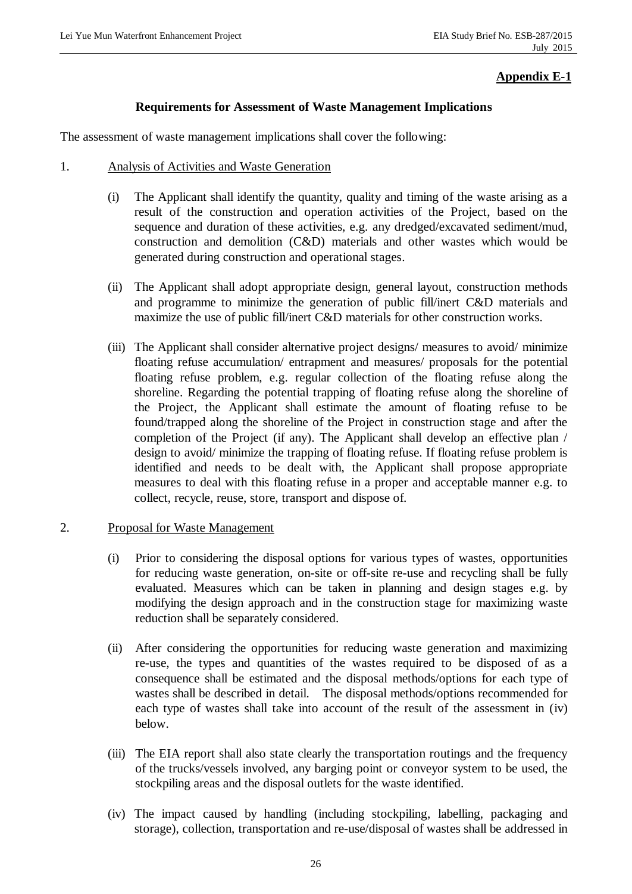**Appendix E-1**

**Requirements for Assessment of Waste Management Implications**

The assessment of waste management implications shall cover the following:

1. Analysis of Activities and Waste Generation

   (i) The Applicant shall identify the quantity, quality and timing of the waste arising as a result of the construction and operation activities of the Project, based on the sequence and duration of these activities, e.g. any dredged/excavated sediment/mud, construction and demolition (C&D) materials and other wastes which would be generated during construction and operational stages.

   (ii) The Applicant shall adopt appropriate design, general layout, construction methods and programme to minimize the generation of public fill/inert C&D materials and maximize the use of public fill/inert C&D materials for other construction works.

   (iii) The Applicant shall consider alternative project designs/ measures to avoid/ minimize floating refuse accumulation/ entrapment and measures/ proposals for the potential floating refuse problem, e.g. regular collection of the floating refuse along the shoreline. Regarding the potential trapping of floating refuse along the shoreline of the Project, the Applicant shall estimate the amount of floating refuse to be found/trapped along the shoreline of the Project in construction stage and after the completion of the Project (if any). The Applicant shall develop an effective plan / design to avoid/ minimize the trapping of floating refuse. If floating refuse problem is identified and needs to be dealt with, the Applicant shall propose appropriate measures to deal with this floating refuse in a proper and acceptable manner e.g. to collect, recycle, reuse, store, transport and dispose of.

2. Proposal for Waste Management

   (i) Prior to considering the disposal options for various types of wastes, opportunities for reducing waste generation, on-site or off-site re-use and recycling shall be fully evaluated. Measures which can be taken in planning and design stages e.g. by modifying the design approach and in the construction stage for maximizing waste reduction shall be separately considered.

   (ii) After considering the opportunities for reducing waste generation and maximizing re-use, the types and quantities of the wastes required to be disposed of as a consequence shall be estimated and the disposal methods/options for each type of wastes shall be described in detail. The disposal methods/options recommended for each type of wastes shall take into account of the result of the assessment in (iv) below.

   (iii) The EIA report shall also state clearly the transportation routings and the frequency of the trucks/vessels involved, any barging point or conveyor system to be used, the stockpiling areas and the disposal outlets for the waste identified.

   (iv) The impact caused by handling (including stockpiling, labelling, packaging and storage), collection, transportation and re-use/disposal of wastes shall be addressed in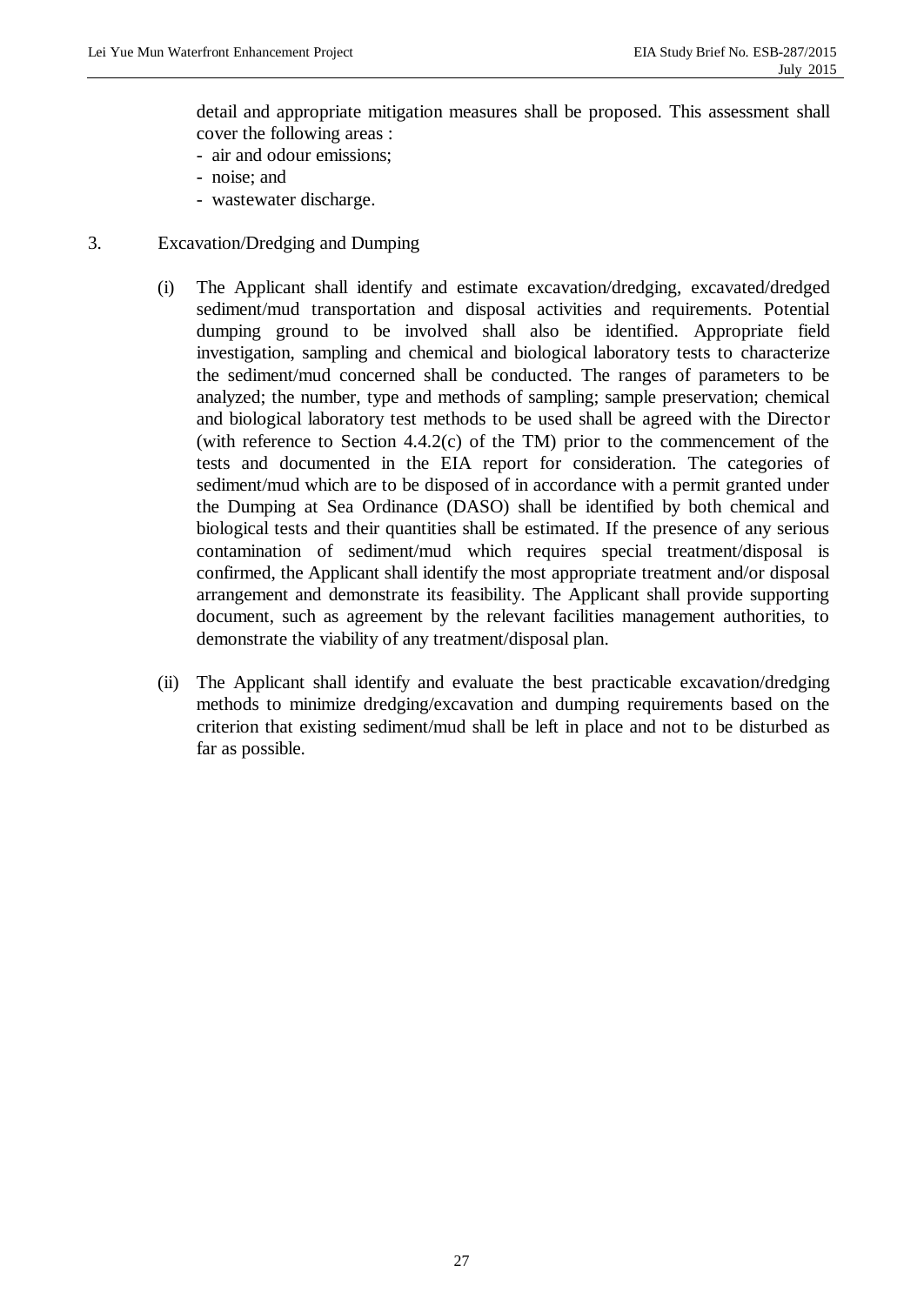detail and appropriate mitigation measures shall be proposed. This assessment shall cover the following areas :

- air and odour emissions;
- noise; and
- wastewater discharge.

3. Excavation/Dredging and Dumping

(i) The Applicant shall identify and estimate excavation/dredging, excavated/dredged sediment/mud transportation and disposal activities and requirements. Potential dumping ground to be involved shall also be identified. Appropriate field investigation, sampling and chemical and biological laboratory tests to characterize the sediment/mud concerned shall be conducted. The ranges of parameters to be analyzed; the number, type and methods of sampling; sample preservation; chemical and biological laboratory test methods to be used shall be agreed with the Director (with reference to Section 4.4.2(c) of the TM) prior to the commencement of the tests and documented in the EIA report for consideration. The categories of sediment/mud which are to be disposed of in accordance with a permit granted under the Dumping at Sea Ordinance (DASO) shall be identified by both chemical and biological tests and their quantities shall be estimated. If the presence of any serious contamination of sediment/mud which requires special treatment/disposal is confirmed, the Applicant shall identify the most appropriate treatment and/or disposal arrangement and demonstrate its feasibility. The Applicant shall provide supporting document, such as agreement by the relevant facilities management authorities, to demonstrate the viability of any treatment/disposal plan.

(ii) The Applicant shall identify and evaluate the best practicable excavation/dredging methods to minimize dredging/excavation and dumping requirements based on the criterion that existing sediment/mud shall be left in place and not to be disturbed as far as possible.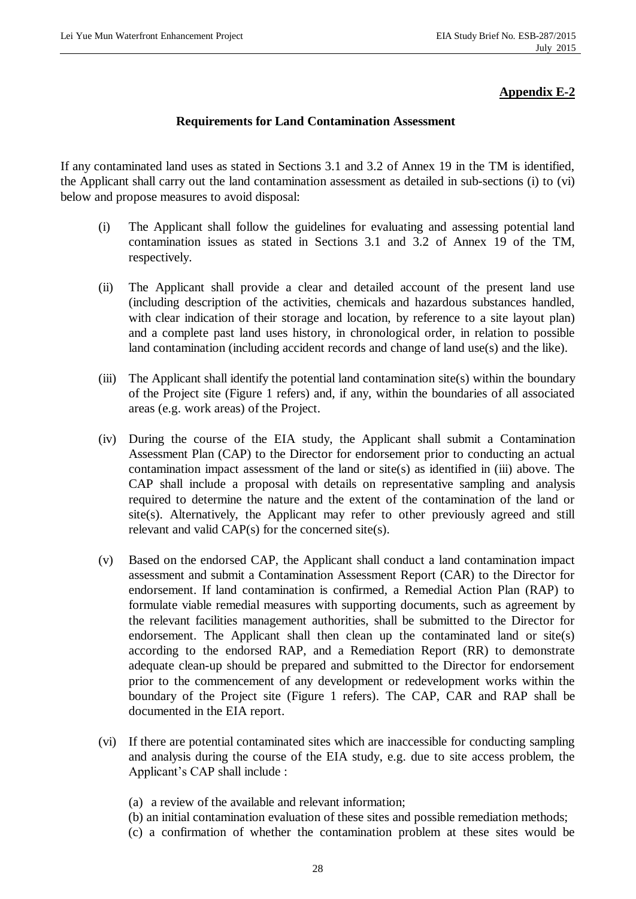**Appendix E-2**

**Requirements for Land Contamination Assessment**

If any contaminated land uses as stated in Sections 3.1 and 3.2 of Annex 19 in the TM is identified, the Applicant shall carry out the land contamination assessment as detailed in sub-sections (i) to (vi) below and propose measures to avoid disposal:

(i) The Applicant shall follow the guidelines for evaluating and assessing potential land contamination issues as stated in Sections 3.1 and 3.2 of Annex 19 of the TM, respectively.

(ii) The Applicant shall provide a clear and detailed account of the present land use (including description of the activities, chemicals and hazardous substances handled, with clear indication of their storage and location, by reference to a site layout plan) and a complete past land uses history, in chronological order, in relation to possible land contamination (including accident records and change of land use(s) and the like).

(iii) The Applicant shall identify the potential land contamination site(s) within the boundary of the Project site (Figure 1 refers) and, if any, within the boundaries of all associated areas (e.g. work areas) of the Project.

(iv) During the course of the EIA study, the Applicant shall submit a Contamination Assessment Plan (CAP) to the Director for endorsement prior to conducting an actual contamination impact assessment of the land or site(s) as identified in (iii) above. The CAP shall include a proposal with details on representative sampling and analysis required to determine the nature and the extent of the contamination of the land or site(s). Alternatively, the Applicant may refer to other previously agreed and still relevant and valid CAP(s) for the concerned site(s).

(v) Based on the endorsed CAP, the Applicant shall conduct a land contamination impact assessment and submit a Contamination Assessment Report (CAR) to the Director for endorsement. If land contamination is confirmed, a Remedial Action Plan (RAP) to formulate viable remedial measures with supporting documents, such as agreement by the relevant facilities management authorities, shall be submitted to the Director for endorsement. The Applicant shall then clean up the contaminated land or site(s) according to the endorsed RAP, and a Remediation Report (RR) to demonstrate adequate clean-up should be prepared and submitted to the Director for endorsement prior to the commencement of any development or redevelopment works within the boundary of the Project site (Figure 1 refers). The CAP, CAR and RAP shall be documented in the EIA report.

(vi) If there are potential contaminated sites which are inaccessible for conducting sampling and analysis during the course of the EIA study, e.g. due to site access problem, the Applicant's CAP shall include :

(a) a review of the available and relevant information;
(b) an initial contamination evaluation of these sites and possible remediation methods;
(c) a confirmation of whether the contamination problem at these sites would be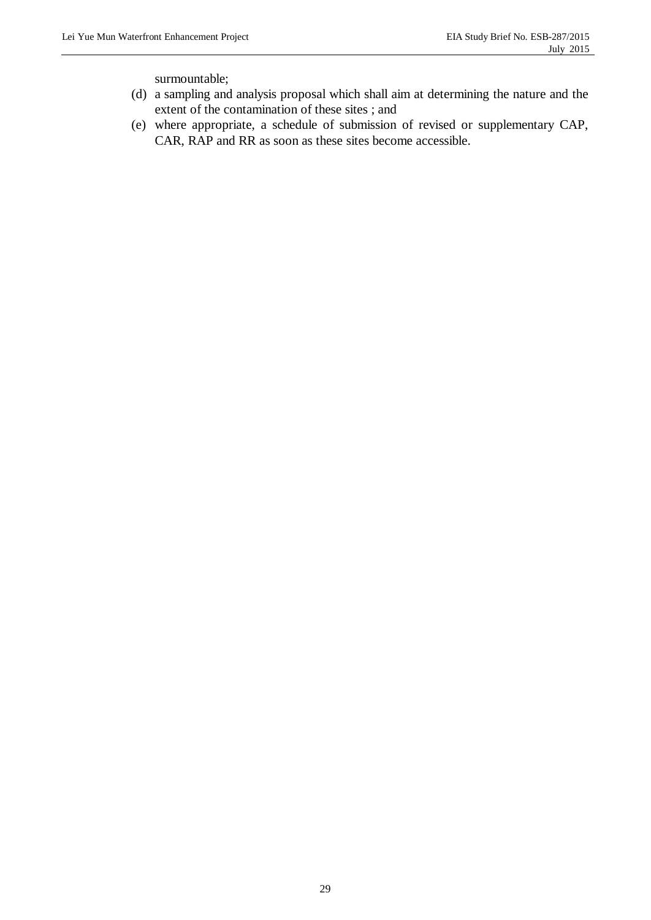surmountable;

(d) a sampling and analysis proposal which shall aim at determining the nature and the extent of the contamination of these sites ; and

(e) where appropriate, a schedule of submission of revised or supplementary CAP, CAR, RAP and RR as soon as these sites become accessible.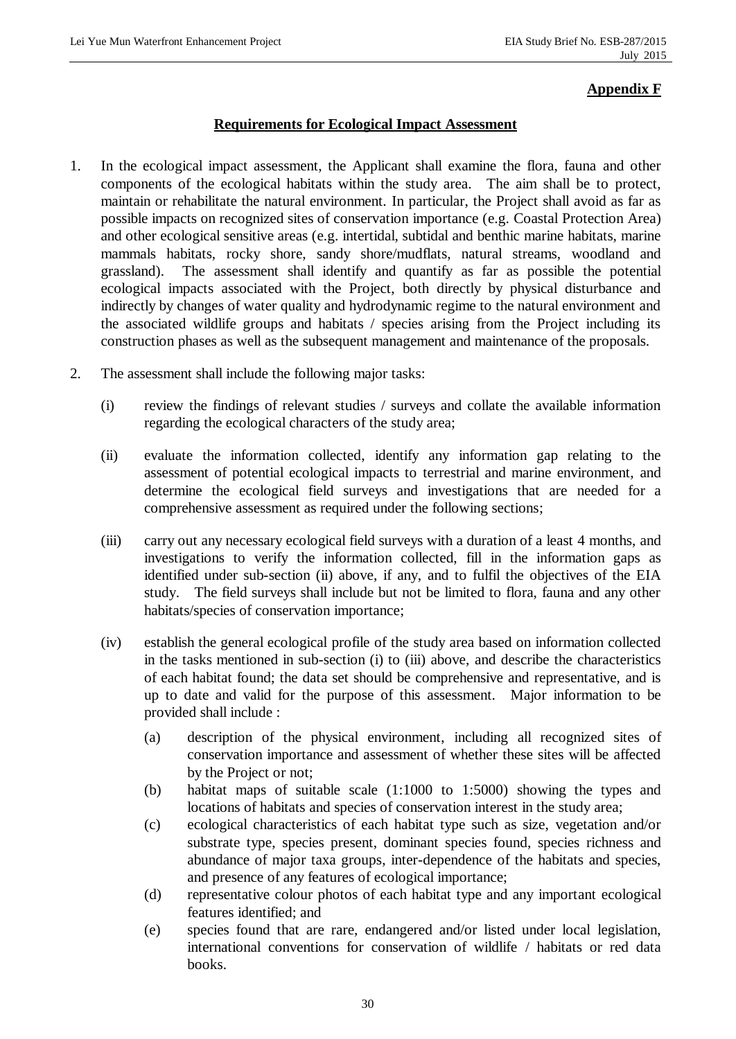**Appendix F**

## Requirements for Ecological Impact Assessment

1. In the ecological impact assessment, the Applicant shall examine the flora, fauna and other components of the ecological habitats within the study area. The aim shall be to protect, maintain or rehabilitate the natural environment. In particular, the Project shall avoid as far as possible impacts on recognized sites of conservation importance (e.g. Coastal Protection Area) and other ecological sensitive areas (e.g. intertidal, subtidal and benthic marine habitats, marine mammals habitats, rocky shore, sandy shore/mudflats, natural streams, woodland and grassland). The assessment shall identify and quantify as far as possible the potential ecological impacts associated with the Project, both directly by physical disturbance and indirectly by changes of water quality and hydrodynamic regime to the natural environment and the associated wildlife groups and habitats / species arising from the Project including its construction phases as well as the subsequent management and maintenance of the proposals.

2. The assessment shall include the following major tasks:

   (i) review the findings of relevant studies / surveys and collate the available information regarding the ecological characters of the study area;

   (ii) evaluate the information collected, identify any information gap relating to the assessment of potential ecological impacts to terrestrial and marine environment, and determine the ecological field surveys and investigations that are needed for a comprehensive assessment as required under the following sections;

   (iii) carry out any necessary ecological field surveys with a duration of a least 4 months, and investigations to verify the information collected, fill in the information gaps as identified under sub-section (ii) above, if any, and to fulfil the objectives of the EIA study. The field surveys shall include but not be limited to flora, fauna and any other habitats/species of conservation importance;

   (iv) establish the general ecological profile of the study area based on information collected in the tasks mentioned in sub-section (i) to (iii) above, and describe the characteristics of each habitat found; the data set should be comprehensive and representative, and is up to date and valid for the purpose of this assessment. Major information to be provided shall include :

      (a) description of the physical environment, including all recognized sites of conservation importance and assessment of whether these sites will be affected by the Project or not;
      (b) habitat maps of suitable scale (1:1000 to 1:5000) showing the types and locations of habitats and species of conservation interest in the study area;
      (c) ecological characteristics of each habitat type such as size, vegetation and/or substrate type, species present, dominant species found, species richness and abundance of major taxa groups, inter-dependence of the habitats and species, and presence of any features of ecological importance;
      (d) representative colour photos of each habitat type and any important ecological features identified; and
      (e) species found that are rare, endangered and/or listed under local legislation, international conventions for conservation of wildlife / habitats or red data books.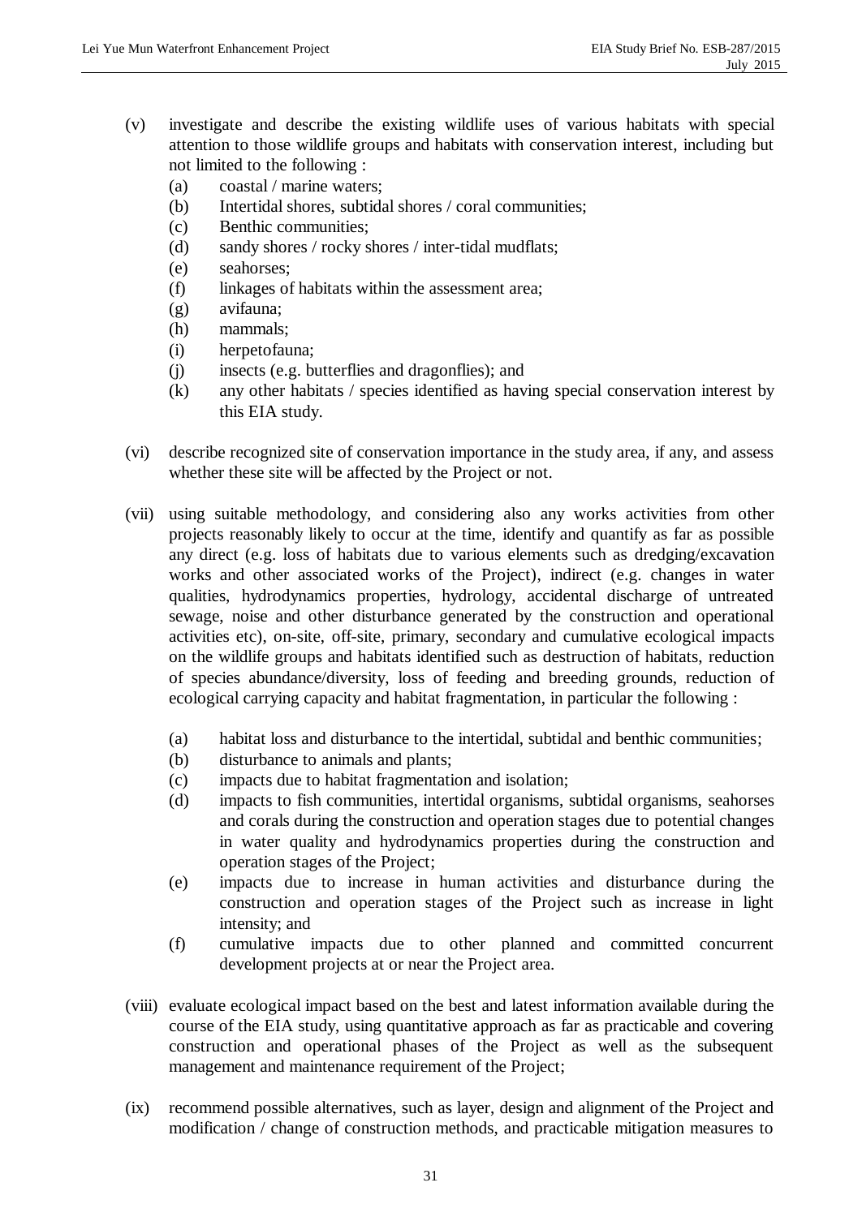(v) investigate and describe the existing wildlife uses of various habitats with special attention to those wildlife groups and habitats with conservation interest, including but not limited to the following :

   (a) coastal / marine waters;
   (b) Intertidal shores, subtidal shores / coral communities;
   (c) Benthic communities;
   (d) sandy shores / rocky shores / inter-tidal mudflats;
   (e) seahorses;
   (f) linkages of habitats within the assessment area;
   (g) avifauna;
   (h) mammals;
   (i) herpetofauna;
   (j) insects (e.g. butterflies and dragonflies); and
   (k) any other habitats / species identified as having special conservation interest by this EIA study.

(vi) describe recognized site of conservation importance in the study area, if any, and assess whether these site will be affected by the Project or not.

(vii) using suitable methodology, and considering also any works activities from other projects reasonably likely to occur at the time, identify and quantify as far as possible any direct (e.g. loss of habitats due to various elements such as dredging/excavation works and other associated works of the Project), indirect (e.g. changes in water qualities, hydrodynamics properties, hydrology, accidental discharge of untreated sewage, noise and other disturbance generated by the construction and operational activities etc), on-site, off-site, primary, secondary and cumulative ecological impacts on the wildlife groups and habitats identified such as destruction of habitats, reduction of species abundance/diversity, loss of feeding and breeding grounds, reduction of ecological carrying capacity and habitat fragmentation, in particular the following :

   (a) habitat loss and disturbance to the intertidal, subtidal and benthic communities;
   (b) disturbance to animals and plants;
   (c) impacts due to habitat fragmentation and isolation;
   (d) impacts to fish communities, intertidal organisms, subtidal organisms, seahorses and corals during the construction and operation stages due to potential changes in water quality and hydrodynamics properties during the construction and operation stages of the Project;
   (e) impacts due to increase in human activities and disturbance during the construction and operation stages of the Project such as increase in light intensity; and
   (f) cumulative impacts due to other planned and committed concurrent development projects at or near the Project area.

(viii) evaluate ecological impact based on the best and latest information available during the course of the EIA study, using quantitative approach as far as practicable and covering construction and operational phases of the Project as well as the subsequent management and maintenance requirement of the Project;

(ix) recommend possible alternatives, such as layer, design and alignment of the Project and modification / change of construction methods, and practicable mitigation measures to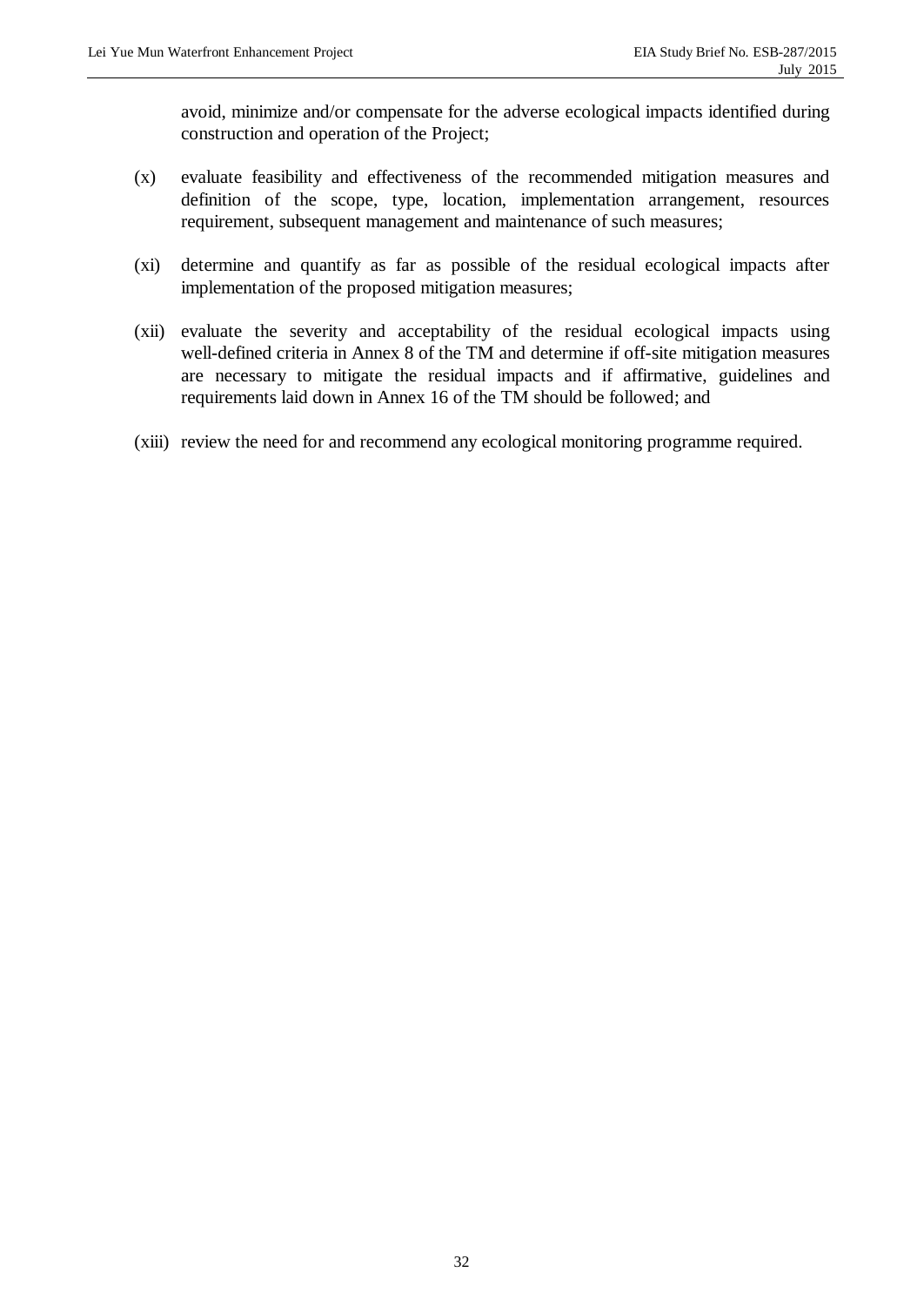avoid, minimize and/or compensate for the adverse ecological impacts identified during construction and operation of the Project;

(x) evaluate feasibility and effectiveness of the recommended mitigation measures and definition of the scope, type, location, implementation arrangement, resources requirement, subsequent management and maintenance of such measures;

(xi) determine and quantify as far as possible of the residual ecological impacts after implementation of the proposed mitigation measures;

(xii) evaluate the severity and acceptability of the residual ecological impacts using well-defined criteria in Annex 8 of the TM and determine if off-site mitigation measures are necessary to mitigate the residual impacts and if affirmative, guidelines and requirements laid down in Annex 16 of the TM should be followed; and

(xiii) review the need for and recommend any ecological monitoring programme required.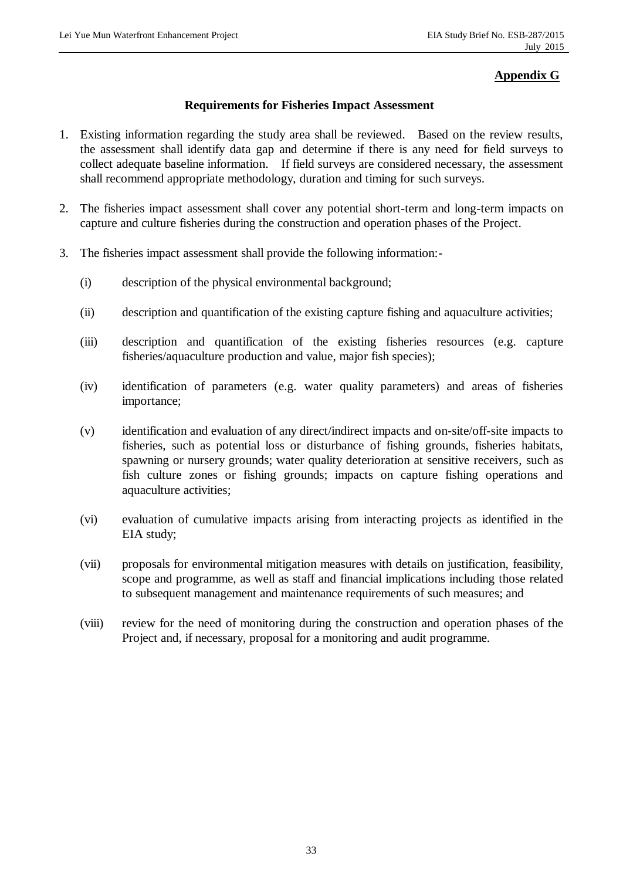**Appendix G**

## Requirements for Fisheries Impact Assessment

1. Existing information regarding the study area shall be reviewed. Based on the review results, the assessment shall identify data gap and determine if there is any need for field surveys to collect adequate baseline information. If field surveys are considered necessary, the assessment shall recommend appropriate methodology, duration and timing for such surveys.

2. The fisheries impact assessment shall cover any potential short-term and long-term impacts on capture and culture fisheries during the construction and operation phases of the Project.

3. The fisheries impact assessment shall provide the following information:-

   (i) description of the physical environmental background;

   (ii) description and quantification of the existing capture fishing and aquaculture activities;

   (iii) description and quantification of the existing fisheries resources (e.g. capture fisheries/aquaculture production and value, major fish species);

   (iv) identification of parameters (e.g. water quality parameters) and areas of fisheries importance;

   (v) identification and evaluation of any direct/indirect impacts and on-site/off-site impacts to fisheries, such as potential loss or disturbance of fishing grounds, fisheries habitats, spawning or nursery grounds; water quality deterioration at sensitive receivers, such as fish culture zones or fishing grounds; impacts on capture fishing operations and aquaculture activities;

   (vi) evaluation of cumulative impacts arising from interacting projects as identified in the EIA study;

   (vii) proposals for environmental mitigation measures with details on justification, feasibility, scope and programme, as well as staff and financial implications including those related to subsequent management and maintenance requirements of such measures; and

   (viii) review for the need of monitoring during the construction and operation phases of the Project and, if necessary, proposal for a monitoring and audit programme.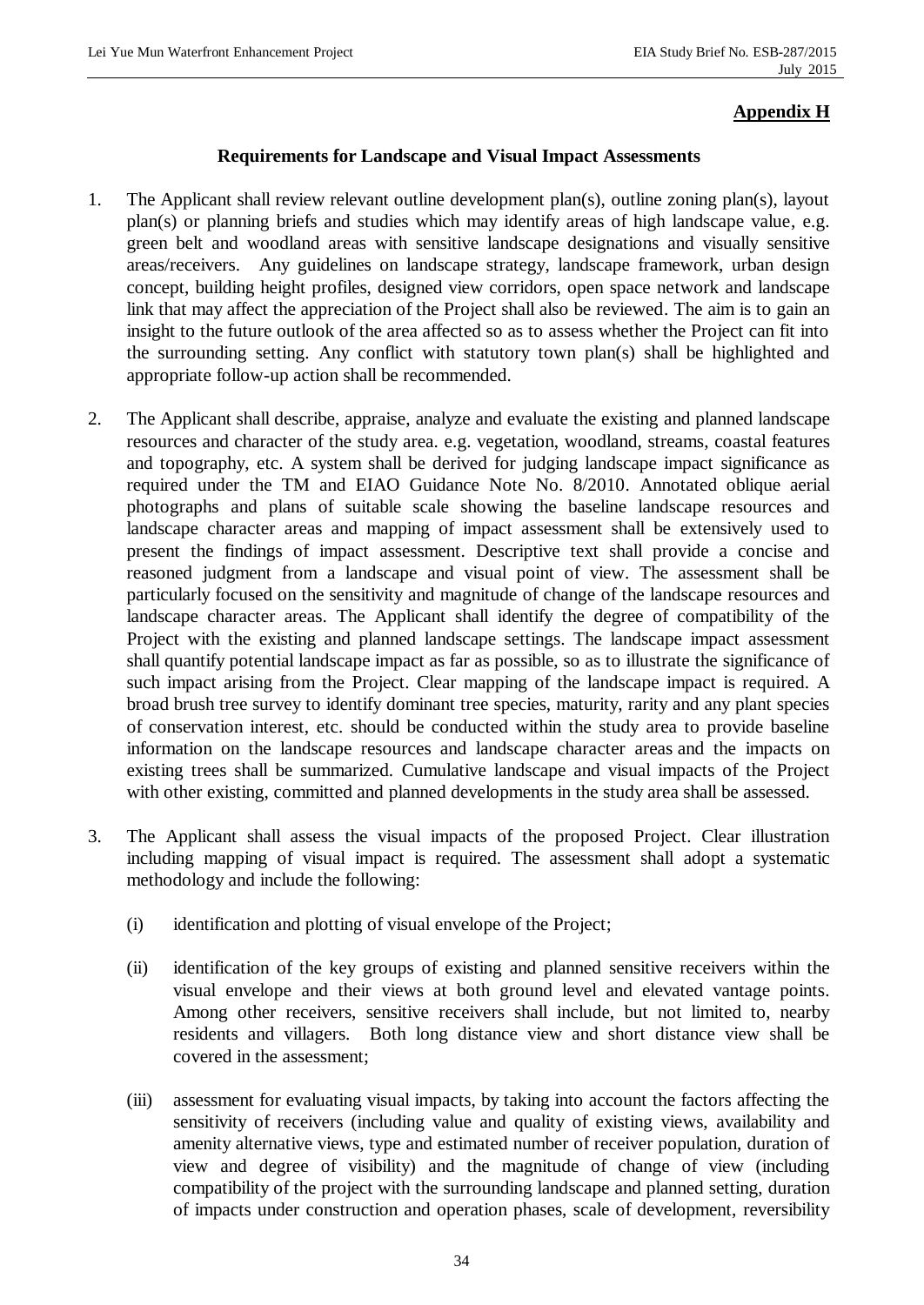**Appendix H**

**Requirements for Landscape and Visual Impact Assessments**

1. The Applicant shall review relevant outline development plan(s), outline zoning plan(s), layout plan(s) or planning briefs and studies which may identify areas of high landscape value, e.g. green belt and woodland areas with sensitive landscape designations and visually sensitive areas/receivers. Any guidelines on landscape strategy, landscape framework, urban design concept, building height profiles, designed view corridors, open space network and landscape link that may affect the appreciation of the Project shall also be reviewed. The aim is to gain an insight to the future outlook of the area affected so as to assess whether the Project can fit into the surrounding setting. Any conflict with statutory town plan(s) shall be highlighted and appropriate follow-up action shall be recommended.

2. The Applicant shall describe, appraise, analyze and evaluate the existing and planned landscape resources and character of the study area. e.g. vegetation, woodland, streams, coastal features and topography, etc. A system shall be derived for judging landscape impact significance as required under the TM and EIAO Guidance Note No. 8/2010. Annotated oblique aerial photographs and plans of suitable scale showing the baseline landscape resources and landscape character areas and mapping of impact assessment shall be extensively used to present the findings of impact assessment. Descriptive text shall provide a concise and reasoned judgment from a landscape and visual point of view. The assessment shall be particularly focused on the sensitivity and magnitude of change of the landscape resources and landscape character areas. The Applicant shall identify the degree of compatibility of the Project with the existing and planned landscape settings. The landscape impact assessment shall quantify potential landscape impact as far as possible, so as to illustrate the significance of such impact arising from the Project. Clear mapping of the landscape impact is required. A broad brush tree survey to identify dominant tree species, maturity, rarity and any plant species of conservation interest, etc. should be conducted within the study area to provide baseline information on the landscape resources and landscape character areas and the impacts on existing trees shall be summarized. Cumulative landscape and visual impacts of the Project with other existing, committed and planned developments in the study area shall be assessed.

3. The Applicant shall assess the visual impacts of the proposed Project. Clear illustration including mapping of visual impact is required. The assessment shall adopt a systematic methodology and include the following:

   (i) identification and plotting of visual envelope of the Project;

   (ii) identification of the key groups of existing and planned sensitive receivers within the visual envelope and their views at both ground level and elevated vantage points. Among other receivers, sensitive receivers shall include, but not limited to, nearby residents and villagers. Both long distance view and short distance view shall be covered in the assessment;

   (iii) assessment for evaluating visual impacts, by taking into account the factors affecting the sensitivity of receivers (including value and quality of existing views, availability and amenity alternative views, type and estimated number of receiver population, duration of view and degree of visibility) and the magnitude of change of view (including compatibility of the project with the surrounding landscape and planned setting, duration of impacts under construction and operation phases, scale of development, reversibility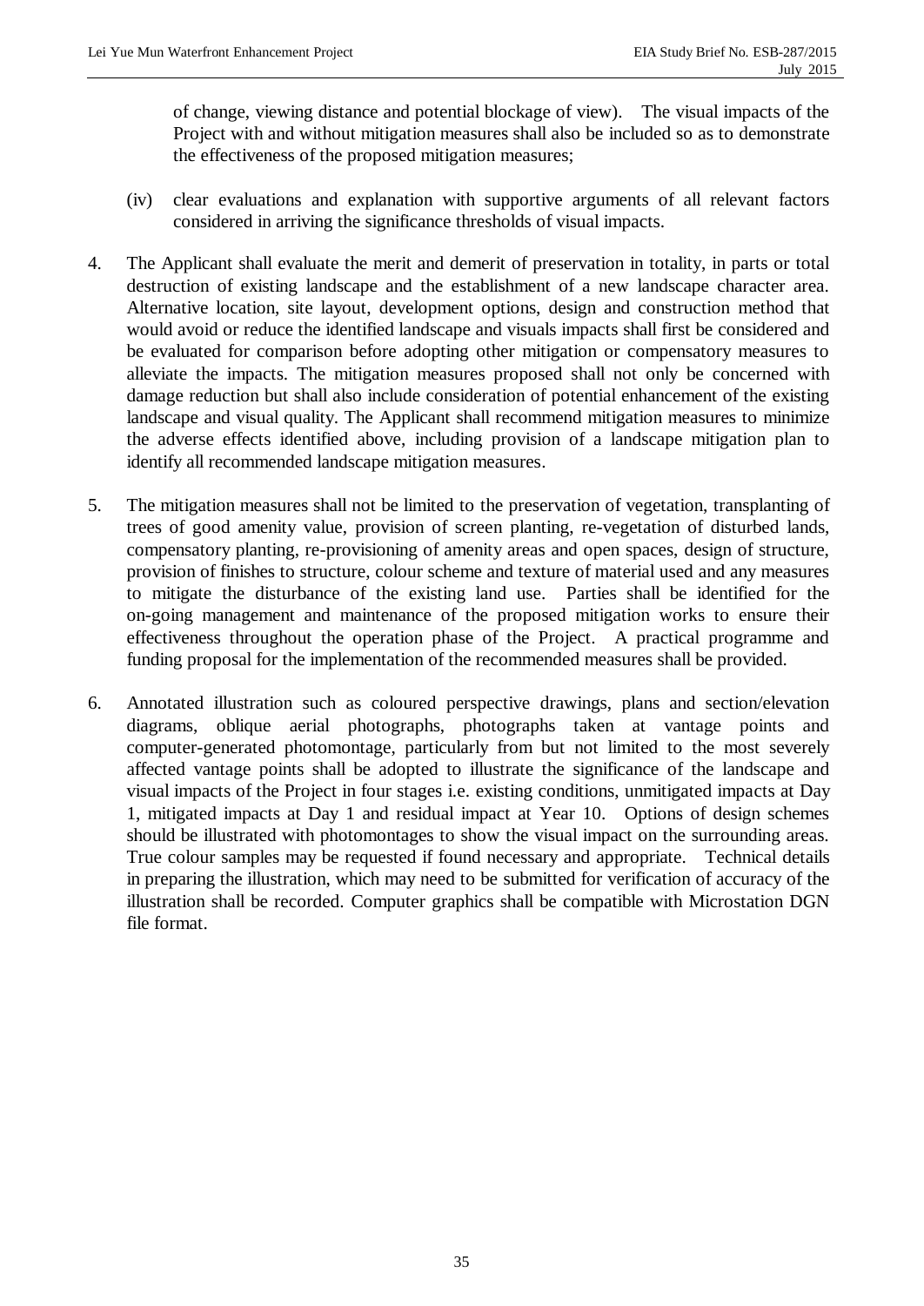of change, viewing distance and potential blockage of view). The visual impacts of the Project with and without mitigation measures shall also be included so as to demonstrate the effectiveness of the proposed mitigation measures;

(iv) clear evaluations and explanation with supportive arguments of all relevant factors considered in arriving the significance thresholds of visual impacts.

4. The Applicant shall evaluate the merit and demerit of preservation in totality, in parts or total destruction of existing landscape and the establishment of a new landscape character area. Alternative location, site layout, development options, design and construction method that would avoid or reduce the identified landscape and visuals impacts shall first be considered and be evaluated for comparison before adopting other mitigation or compensatory measures to alleviate the impacts. The mitigation measures proposed shall not only be concerned with damage reduction but shall also include consideration of potential enhancement of the existing landscape and visual quality. The Applicant shall recommend mitigation measures to minimize the adverse effects identified above, including provision of a landscape mitigation plan to identify all recommended landscape mitigation measures.

5. The mitigation measures shall not be limited to the preservation of vegetation, transplanting of trees of good amenity value, provision of screen planting, re-vegetation of disturbed lands, compensatory planting, re-provisioning of amenity areas and open spaces, design of structure, provision of finishes to structure, colour scheme and texture of material used and any measures to mitigate the disturbance of the existing land use. Parties shall be identified for the on-going management and maintenance of the proposed mitigation works to ensure their effectiveness throughout the operation phase of the Project. A practical programme and funding proposal for the implementation of the recommended measures shall be provided.

6. Annotated illustration such as coloured perspective drawings, plans and section/elevation diagrams, oblique aerial photographs, photographs taken at vantage points and computer-generated photomontage, particularly from but not limited to the most severely affected vantage points shall be adopted to illustrate the significance of the landscape and visual impacts of the Project in four stages i.e. existing conditions, unmitigated impacts at Day 1, mitigated impacts at Day 1 and residual impact at Year 10. Options of design schemes should be illustrated with photomontages to show the visual impact on the surrounding areas. True colour samples may be requested if found necessary and appropriate. Technical details in preparing the illustration, which may need to be submitted for verification of accuracy of the illustration shall be recorded. Computer graphics shall be compatible with Microstation DGN file format.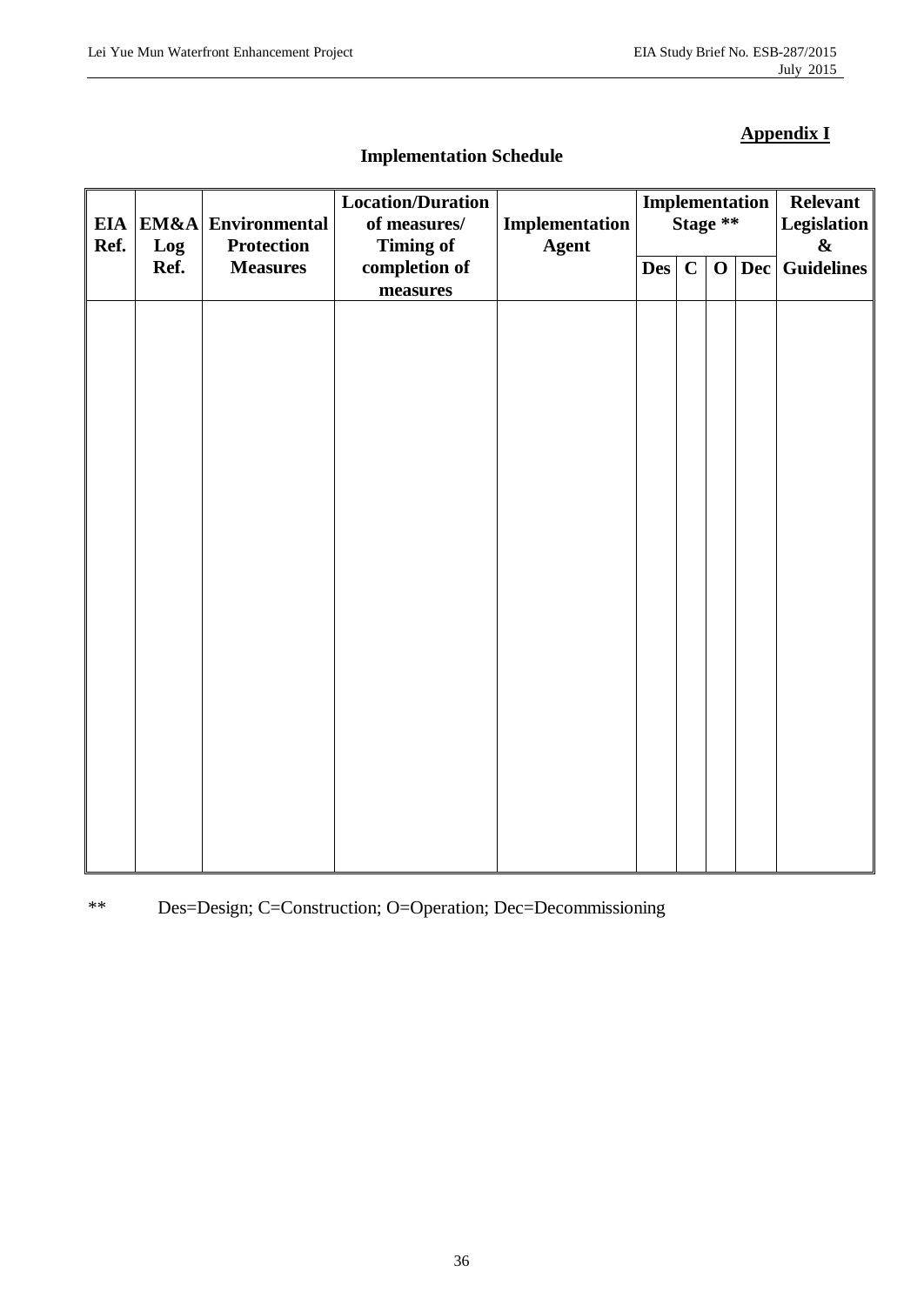**Appendix I**

**Implementation Schedule**

| EIA Ref. | EM&A Log Ref. | Environmental Protection Measures | Location/Duration of measures/ Timing of completion of measures | Implementation Agent | Implementation Stage ** | | | | Relevant Legislation & Guidelines |
|---|---|---|---|---|---|---|---|---|---|
| | | | | | Des | C | O | Dec | |
| | | | | | | | | | |

** Des=Design; C=Construction; O=Operation; Dec=Decommissioning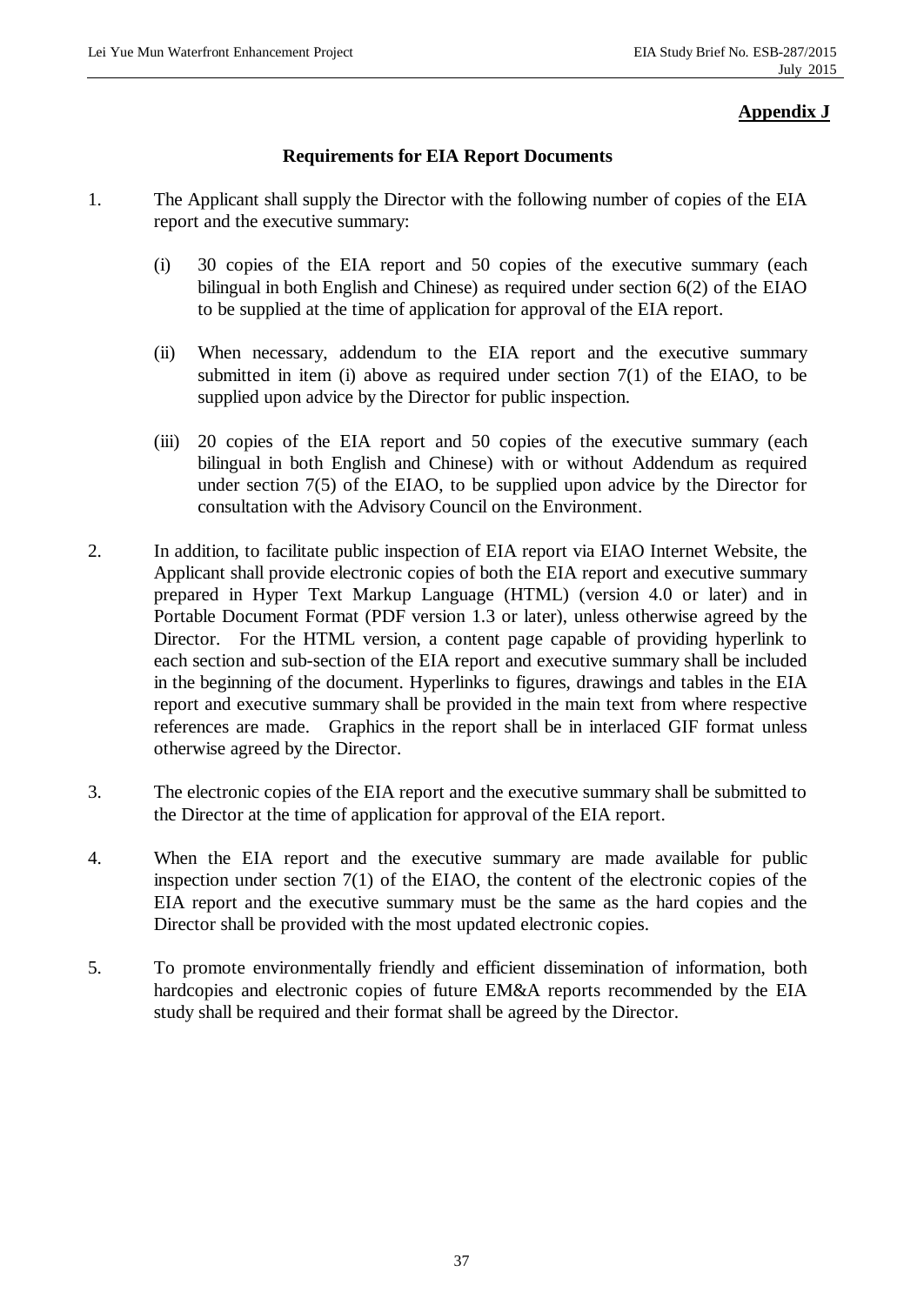**Appendix J**

## Requirements for EIA Report Documents

1. The Applicant shall supply the Director with the following number of copies of the EIA report and the executive summary:

   (i) 30 copies of the EIA report and 50 copies of the executive summary (each bilingual in both English and Chinese) as required under section 6(2) of the EIAO to be supplied at the time of application for approval of the EIA report.

   (ii) When necessary, addendum to the EIA report and the executive summary submitted in item (i) above as required under section 7(1) of the EIAO, to be supplied upon advice by the Director for public inspection.

   (iii) 20 copies of the EIA report and 50 copies of the executive summary (each bilingual in both English and Chinese) with or without Addendum as required under section 7(5) of the EIAO, to be supplied upon advice by the Director for consultation with the Advisory Council on the Environment.

2. In addition, to facilitate public inspection of EIA report via EIAO Internet Website, the Applicant shall provide electronic copies of both the EIA report and executive summary prepared in Hyper Text Markup Language (HTML) (version 4.0 or later) and in Portable Document Format (PDF version 1.3 or later), unless otherwise agreed by the Director. For the HTML version, a content page capable of providing hyperlink to each section and sub-section of the EIA report and executive summary shall be included in the beginning of the document. Hyperlinks to figures, drawings and tables in the EIA report and executive summary shall be provided in the main text from where respective references are made. Graphics in the report shall be in interlaced GIF format unless otherwise agreed by the Director.

3. The electronic copies of the EIA report and the executive summary shall be submitted to the Director at the time of application for approval of the EIA report.

4. When the EIA report and the executive summary are made available for public inspection under section 7(1) of the EIAO, the content of the electronic copies of the EIA report and the executive summary must be the same as the hard copies and the Director shall be provided with the most updated electronic copies.

5. To promote environmentally friendly and efficient dissemination of information, both hardcopies and electronic copies of future EM&A reports recommended by the EIA study shall be required and their format shall be agreed by the Director.